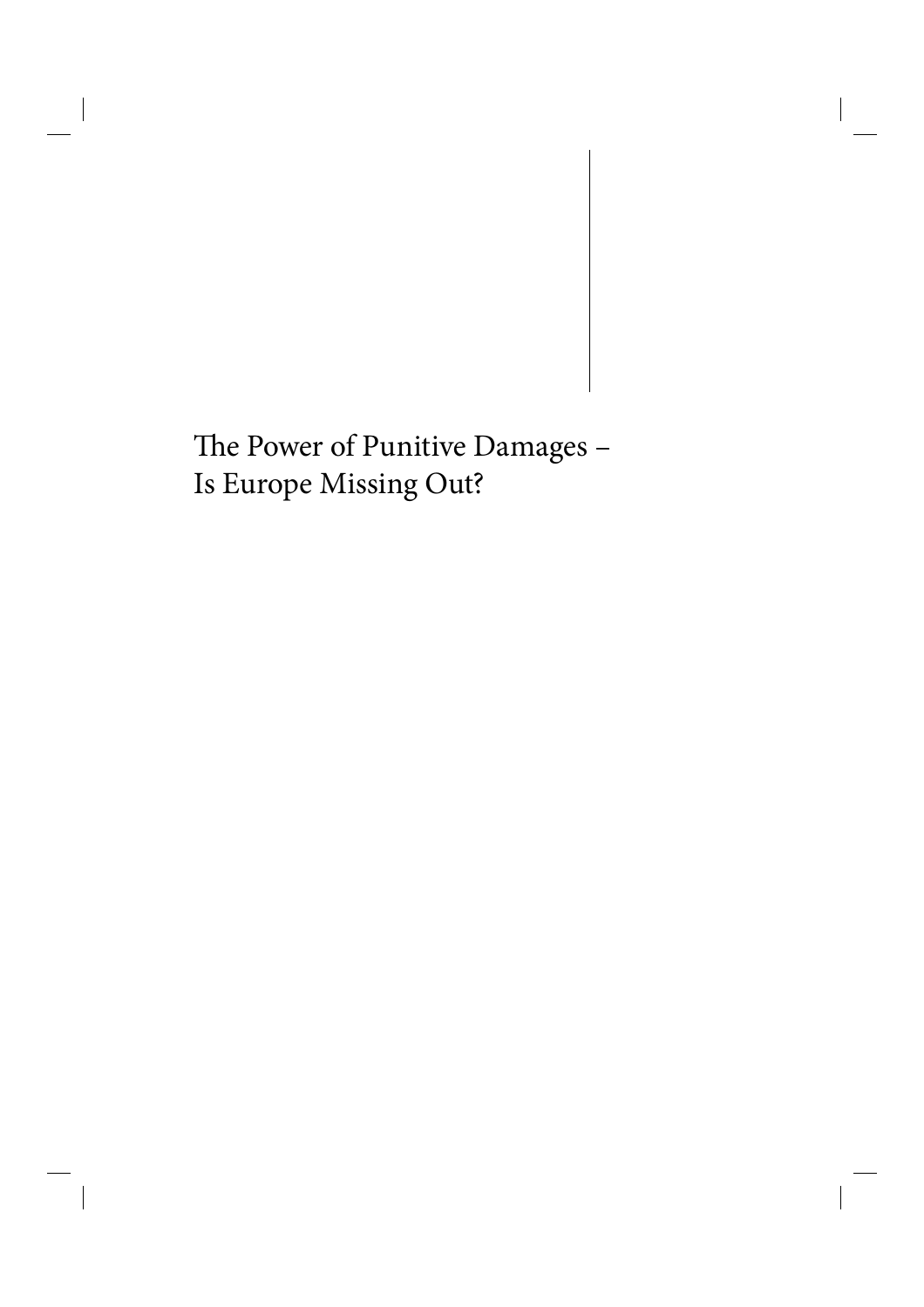# The Power of Punitive Damages – Is Europe Missing Out?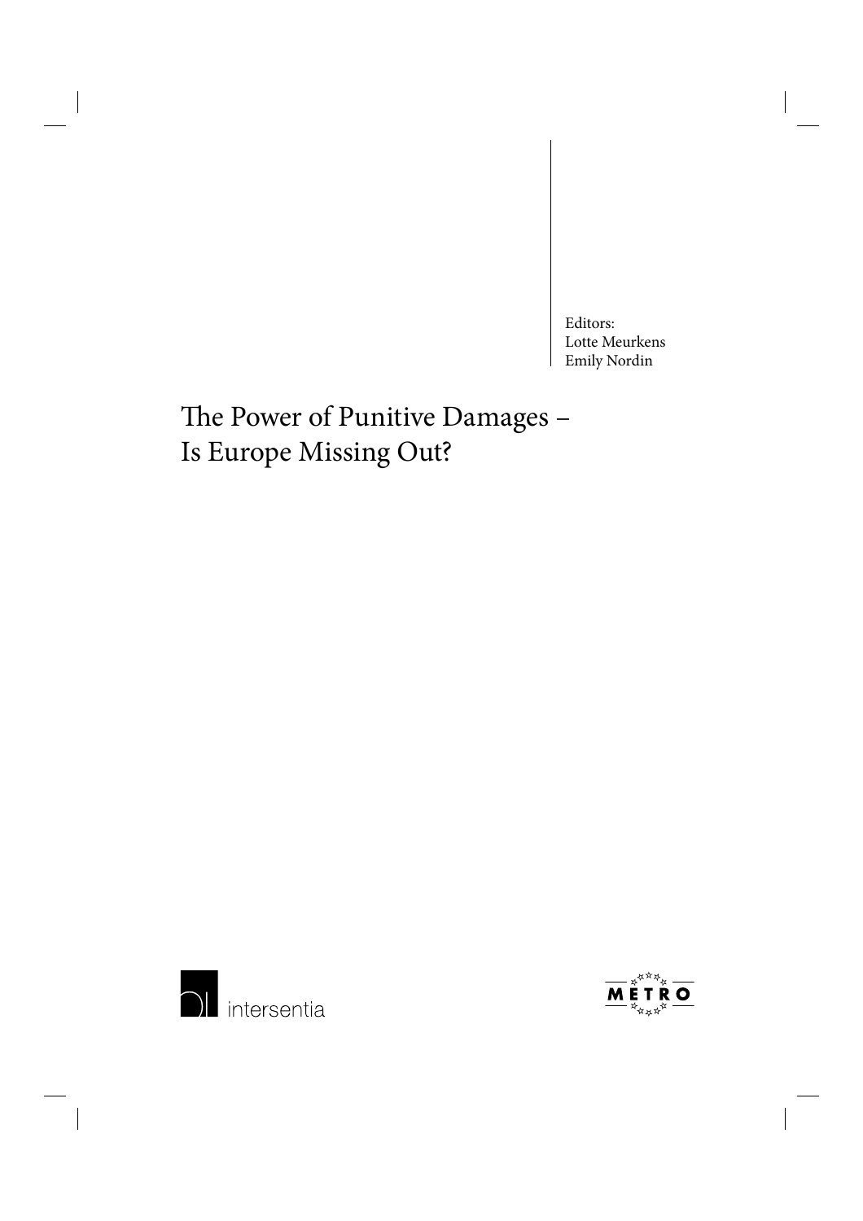Editors:
Lotte Meurkens
Emily Nordin

# The Power of Punitive Damages – Is Europe Missing Out?

intersentia

METRO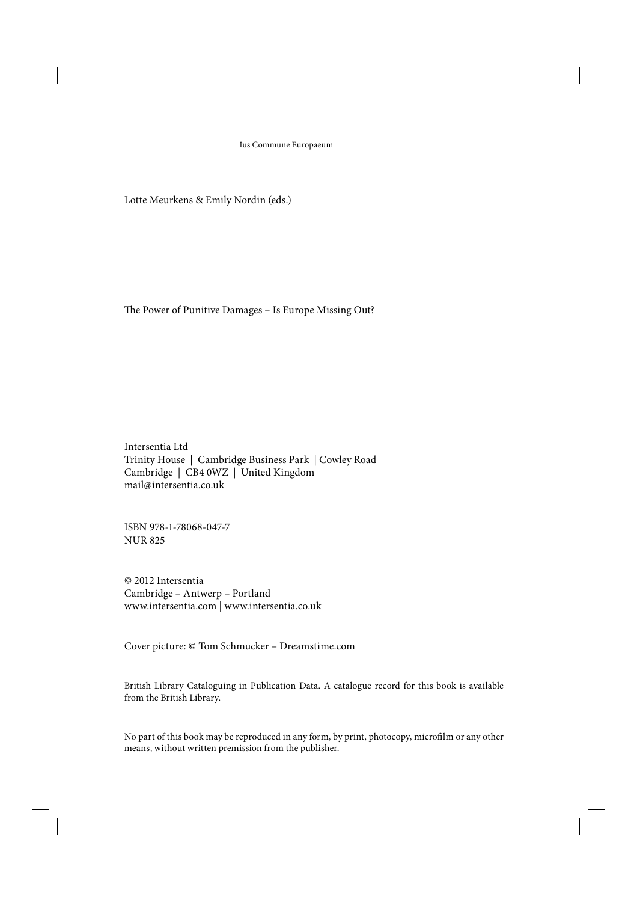Ius Commune Europaeum

Lotte Meurkens & Emily Nordin (eds.)

The Power of Punitive Damages – Is Europe Missing Out?

Intersentia Ltd
Trinity House | Cambridge Business Park | Cowley Road
Cambridge | CB4 0WZ | United Kingdom
mail@intersentia.co.uk

ISBN 978-1-78068-047-7
NUR 825

© 2012 Intersentia
Cambridge – Antwerp – Portland
www.intersentia.com | www.intersentia.co.uk

Cover picture: © Tom Schmucker – Dreamstime.com

British Library Cataloguing in Publication Data. A catalogue record for this book is available from the British Library.

No part of this book may be reproduced in any form, by print, photocopy, microfilm or any other means, without written premission from the publisher.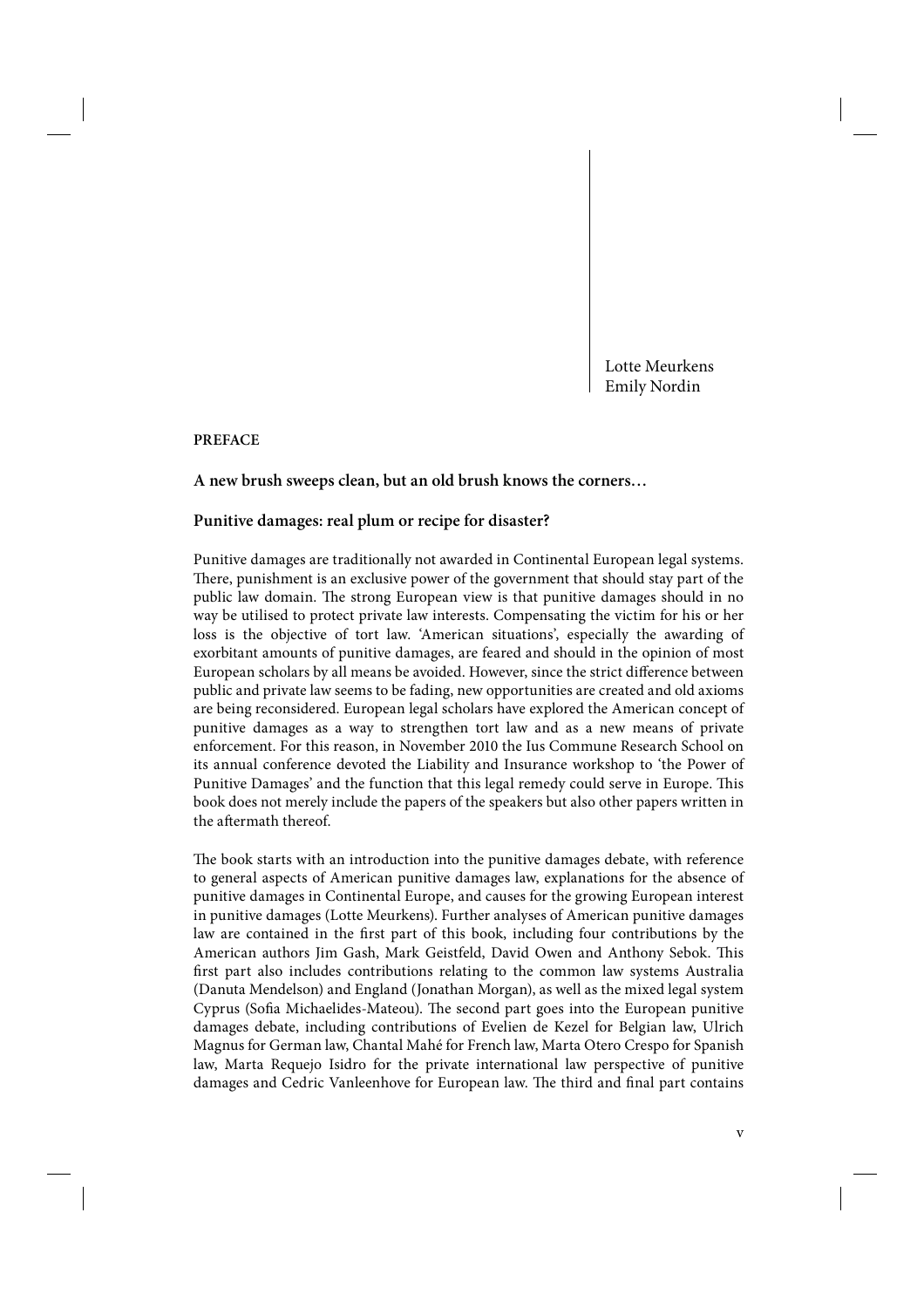Lotte Meurkens
Emily Nordin

## PREFACE

### A new brush sweeps clean, but an old brush knows the corners…

### Punitive damages: real plum or recipe for disaster?

Punitive damages are traditionally not awarded in Continental European legal systems. There, punishment is an exclusive power of the government that should stay part of the public law domain. The strong European view is that punitive damages should in no way be utilised to protect private law interests. Compensating the victim for his or her loss is the objective of tort law. 'American situations', especially the awarding of exorbitant amounts of punitive damages, are feared and should in the opinion of most European scholars by all means be avoided. However, since the strict difference between public and private law seems to be fading, new opportunities are created and old axioms are being reconsidered. European legal scholars have explored the American concept of punitive damages as a way to strengthen tort law and as a new means of private enforcement. For this reason, in November 2010 the Ius Commune Research School on its annual conference devoted the Liability and Insurance workshop to 'the Power of Punitive Damages' and the function that this legal remedy could serve in Europe. This book does not merely include the papers of the speakers but also other papers written in the aftermath thereof.

The book starts with an introduction into the punitive damages debate, with reference to general aspects of American punitive damages law, explanations for the absence of punitive damages in Continental Europe, and causes for the growing European interest in punitive damages (Lotte Meurkens). Further analyses of American punitive damages law are contained in the first part of this book, including four contributions by the American authors Jim Gash, Mark Geistfeld, David Owen and Anthony Sebok. This first part also includes contributions relating to the common law systems Australia (Danuta Mendelson) and England (Jonathan Morgan), as well as the mixed legal system Cyprus (Sofia Michaelides-Mateou). The second part goes into the European punitive damages debate, including contributions of Evelien de Kezel for Belgian law, Ulrich Magnus for German law, Chantal Mahé for French law, Marta Otero Crespo for Spanish law, Marta Requejo Isidro for the private international law perspective of punitive damages and Cedric Vanleenhove for European law. The third and final part contains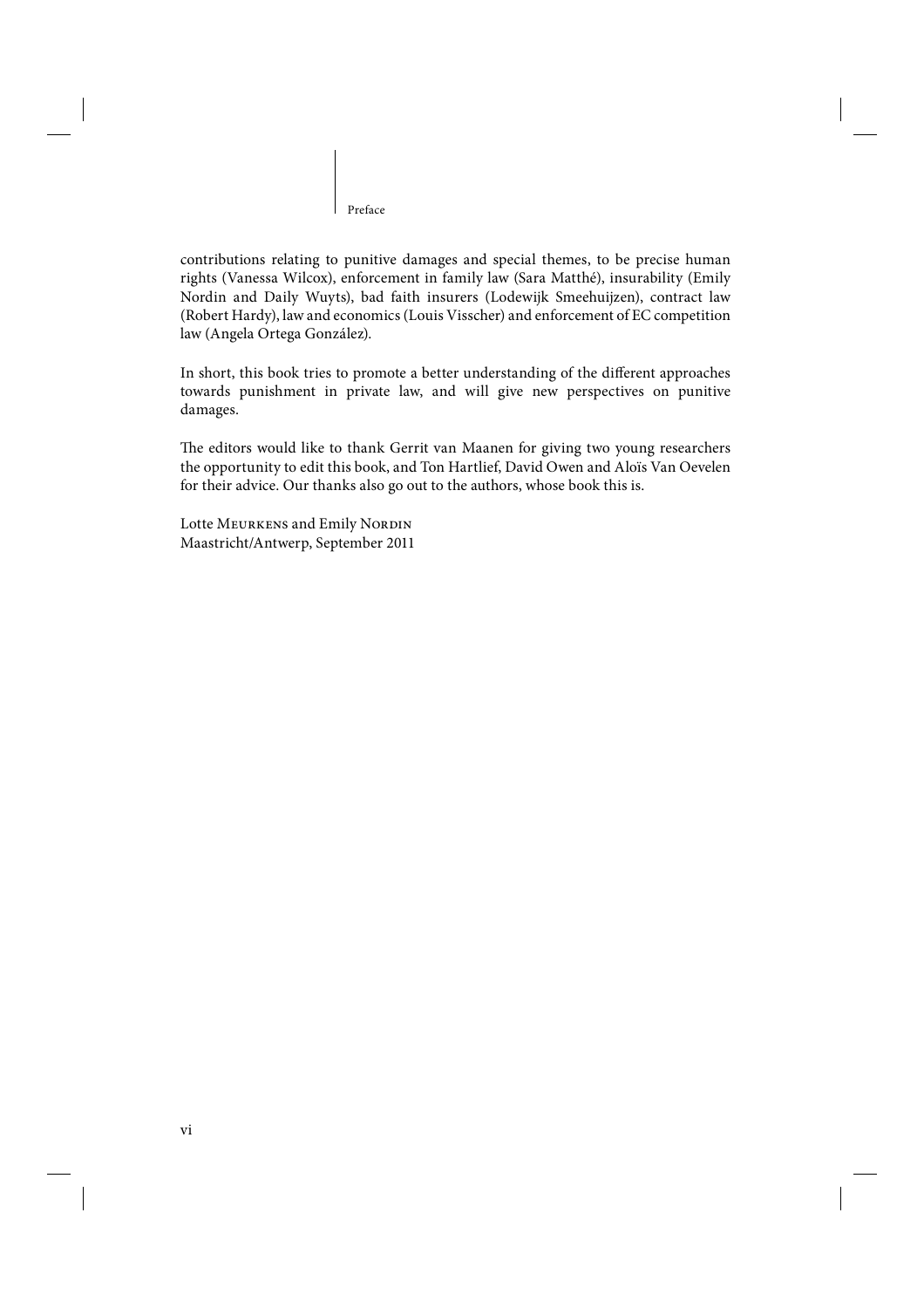contributions relating to punitive damages and special themes, to be precise human rights (Vanessa Wilcox), enforcement in family law (Sara Matthé), insurability (Emily Nordin and Daily Wuyts), bad faith insurers (Lodewijk Smeehuijzen), contract law (Robert Hardy), law and economics (Louis Visscher) and enforcement of EC competition law (Angela Ortega González).

In short, this book tries to promote a better understanding of the different approaches towards punishment in private law, and will give new perspectives on punitive damages.

The editors would like to thank Gerrit van Maanen for giving two young researchers the opportunity to edit this book, and Ton Hartlief, David Owen and Aloïs Van Oevelen for their advice. Our thanks also go out to the authors, whose book this is.

Lotte Meurkens and Emily Nordin
Maastricht/Antwerp, September 2011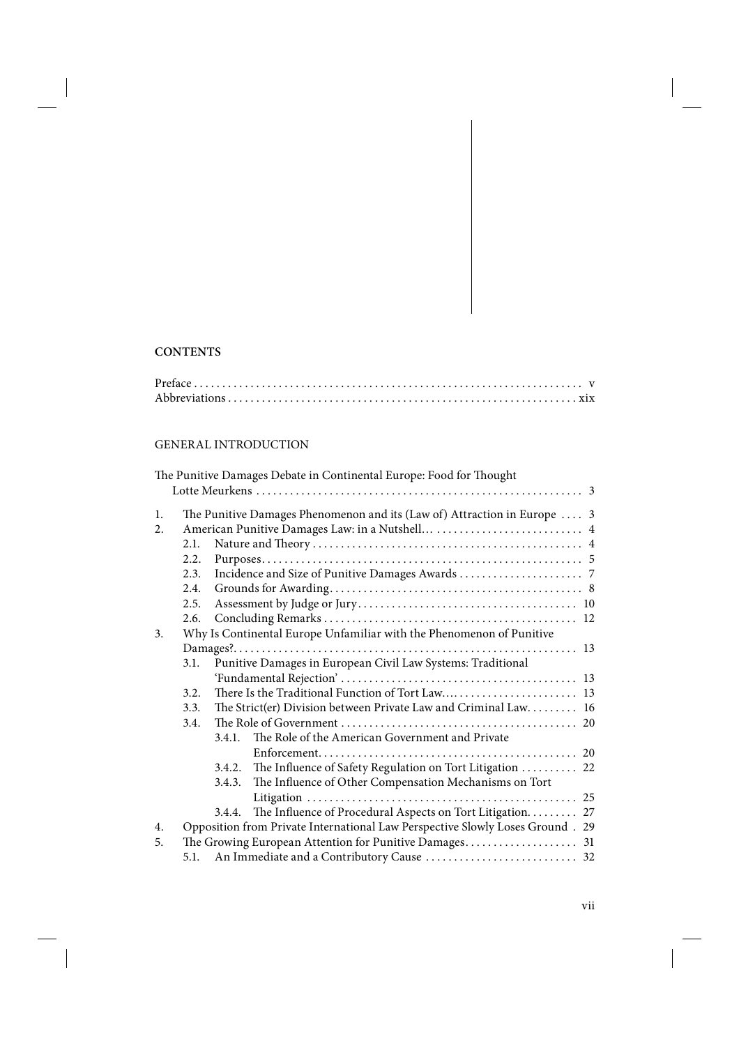# CONTENTS

Preface . . . . . . . . . . . . . . . . . . . . . . . . . . . . . . . . . . . . . . . . . . . . . . . . . . . . . . . . . . . . . . . . . . . . v
Abbreviations . . . . . . . . . . . . . . . . . . . . . . . . . . . . . . . . . . . . . . . . . . . . . . . . . . . . . . . . . . . . . xix

## GENERAL INTRODUCTION

The Punitive Damages Debate in Continental Europe: Food for Thought
Lotte Meurkens . . . . . . . . . . . . . . . . . . . . . . . . . . . . . . . . . . . . . . . . . . . . . . . . . . . . . . . . . 3

1. The Punitive Damages Phenomenon and its (Law of) Attraction in Europe . . . . 3
2. American Punitive Damages Law: in a Nutshell… . . . . . . . . . . . . . . . . . . . . . . . . . . . 4
   - 2.1. Nature and Theory . . . . . . . . . . . . . . . . . . . . . . . . . . . . . . . . . . . . . . . . . . . . . . . 4
   - 2.2. Purposes . . . . . . . . . . . . . . . . . . . . . . . . . . . . . . . . . . . . . . . . . . . . . . . . . . . . . . . 5
   - 2.3. Incidence and Size of Punitive Damages Awards . . . . . . . . . . . . . . . . . . . . . . 7
   - 2.4. Grounds for Awarding . . . . . . . . . . . . . . . . . . . . . . . . . . . . . . . . . . . . . . . . . . . . 8
   - 2.5. Assessment by Judge or Jury . . . . . . . . . . . . . . . . . . . . . . . . . . . . . . . . . . . . . . 10
   - 2.6. Concluding Remarks . . . . . . . . . . . . . . . . . . . . . . . . . . . . . . . . . . . . . . . . . . . . 12
3. Why Is Continental Europe Unfamiliar with the Phenomenon of Punitive Damages? . . . . . . . . . . . . . . . . . . . . . . . . . . . . . . . . . . . . . . . . . . . . . . . . . . . . . . . . . . . . 13
   - 3.1. Punitive Damages in European Civil Law Systems: Traditional 'Fundamental Rejection' . . . . . . . . . . . . . . . . . . . . . . . . . . . . . . . . . . . . . . . . . 13
   - 3.2. There Is the Traditional Function of Tort Law… . . . . . . . . . . . . . . . . . . . . . . 13
   - 3.3. The Strict(er) Division between Private Law and Criminal Law . . . . . . . . . 16
   - 3.4. The Role of Government . . . . . . . . . . . . . . . . . . . . . . . . . . . . . . . . . . . . . . . . . 20
     - 3.4.1. The Role of the American Government and Private Enforcement . . . . . . . . . . . . . . . . . . . . . . . . . . . . . . . . . . . . . . . . . . . . 20
     - 3.4.2. The Influence of Safety Regulation on Tort Litigation . . . . . . . . . . 22
     - 3.4.3. The Influence of Other Compensation Mechanisms on Tort Litigation . . . . . . . . . . . . . . . . . . . . . . . . . . . . . . . . . . . . . . . . . . . . . . . 25
     - 3.4.4. The Influence of Procedural Aspects on Tort Litigation . . . . . . . . . 27
4. Opposition from Private International Law Perspective Slowly Loses Ground . 29
5. The Growing European Attention for Punitive Damages . . . . . . . . . . . . . . . . . . . . 31
   - 5.1. An Immediate and a Contributory Cause . . . . . . . . . . . . . . . . . . . . . . . . . . . 32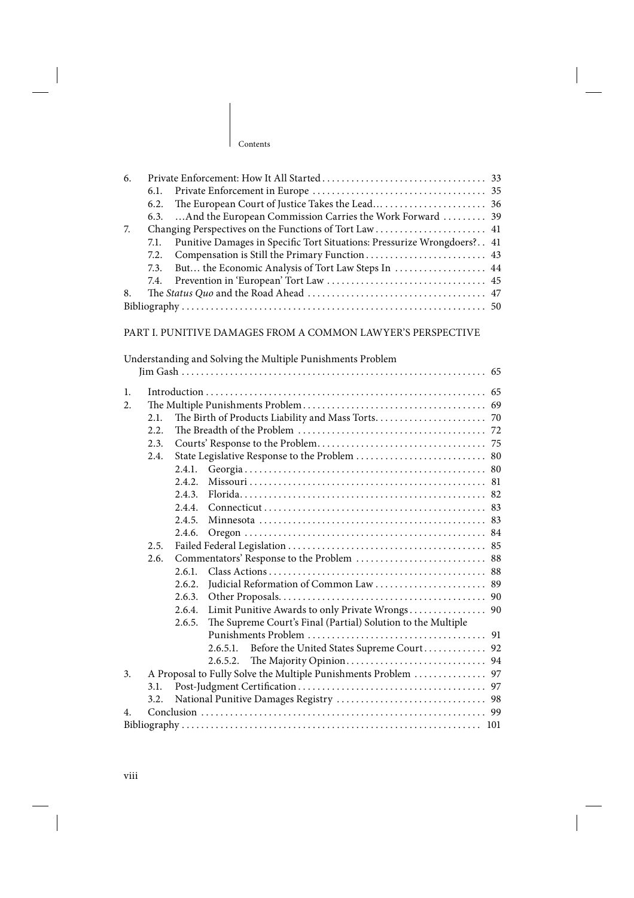| | | | |
|---|---|---|---|
| 6. | Private Enforcement: How It All Started | | 33 |
| | 6.1. | Private Enforcement in Europe | 35 |
| | 6.2. | The European Court of Justice Takes the Lead… | 36 |
| | 6.3. | …And the European Commission Carries the Work Forward | 39 |
| 7. | Changing Perspectives on the Functions of Tort Law | | 41 |
| | 7.1. | Punitive Damages in Specific Tort Situations: Pressurize Wrongdoers? | 41 |
| | 7.2. | Compensation is Still the Primary Function | 43 |
| | 7.3. | But… the Economic Analysis of Tort Law Steps In | 44 |
| | 7.4. | Prevention in 'European' Tort Law | 45 |
| 8. | The *Status Quo* and the Road Ahead | | 47 |
| Bibliography | | | 50 |

PART I. PUNITIVE DAMAGES FROM A COMMON LAWYER'S PERSPECTIVE

Understanding and Solving the Multiple Punishments Problem
Jim Gash ... 65

| | | | | |
|---|---|---|---|---|
| 1. | Introduction | | | 65 |
| 2. | The Multiple Punishments Problem | | | 69 |
| | 2.1. | The Birth of Products Liability and Mass Torts | | 70 |
| | 2.2. | The Breadth of the Problem | | 72 |
| | 2.3. | Courts' Response to the Problem | | 75 |
| | 2.4. | State Legislative Response to the Problem | | 80 |
| | | 2.4.1. | Georgia | 80 |
| | | 2.4.2. | Missouri | 81 |
| | | 2.4.3. | Florida | 82 |
| | | 2.4.4. | Connecticut | 83 |
| | | 2.4.5. | Minnesota | 83 |
| | | 2.4.6. | Oregon | 84 |
| | 2.5. | Failed Federal Legislation | | 85 |
| | 2.6. | Commentators' Response to the Problem | | 88 |
| | | 2.6.1. | Class Actions | 88 |
| | | 2.6.2. | Judicial Reformation of Common Law | 89 |
| | | 2.6.3. | Other Proposals | 90 |
| | | 2.6.4. | Limit Punitive Awards to only Private Wrongs | 90 |
| | | 2.6.5. | The Supreme Court's Final (Partial) Solution to the Multiple Punishments Problem | 91 |
| | | | 2.6.5.1. Before the United States Supreme Court | 92 |
| | | | 2.6.5.2. The Majority Opinion | 94 |
| 3. | A Proposal to Fully Solve the Multiple Punishments Problem | | | 97 |
| | 3.1. | Post-Judgment Certification | | 97 |
| | 3.2. | National Punitive Damages Registry | | 98 |
| 4. | Conclusion | | | 99 |
| Bibliography | | | | 101 |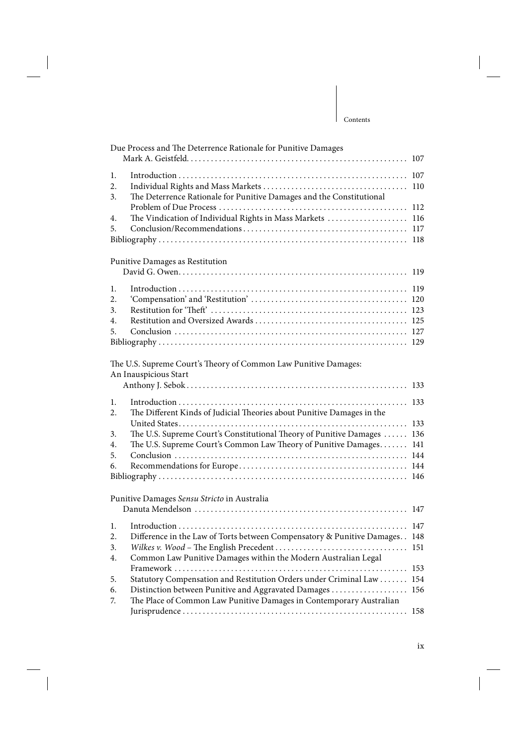Due Process and The Deterrence Rationale for Punitive Damages
Mark A. Geistfeld. . . . . . . . . . 107

1. Introduction . . . . . . . . . . 107
2. Individual Rights and Mass Markets . . . . . . . . . . 110
3. The Deterrence Rationale for Punitive Damages and the Constitutional Problem of Due Process . . . . . . . . . . 112
4. The Vindication of Individual Rights in Mass Markets . . . . . . . . . . 116
5. Conclusion/Recommendations . . . . . . . . . . 117

Bibliography . . . . . . . . . . 118

Punitive Damages as Restitution
David G. Owen. . . . . . . . . . 119

1. Introduction . . . . . . . . . . 119
2. 'Compensation' and 'Restitution' . . . . . . . . . . 120
3. Restitution for 'Theft' . . . . . . . . . . 123
4. Restitution and Oversized Awards . . . . . . . . . . 125
5. Conclusion . . . . . . . . . . 127

Bibliography . . . . . . . . . . 129

The U.S. Supreme Court's Theory of Common Law Punitive Damages: An Inauspicious Start
Anthony J. Sebok . . . . . . . . . . 133

1. Introduction . . . . . . . . . . 133
2. The Different Kinds of Judicial Theories about Punitive Damages in the United States . . . . . . . . . . 133
3. The U.S. Supreme Court's Constitutional Theory of Punitive Damages . . . . . . 136
4. The U.S. Supreme Court's Common Law Theory of Punitive Damages. . . . . . . 141
5. Conclusion . . . . . . . . . . 144
6. Recommendations for Europe . . . . . . . . . . 144

Bibliography . . . . . . . . . . 146

Punitive Damages *Sensu Stricto* in Australia
Danuta Mendelson . . . . . . . . . . 147

1. Introduction . . . . . . . . . . 147
2. Difference in the Law of Torts between Compensatory & Punitive Damages. . 148
3. *Wilkes v. Wood* – The English Precedent . . . . . . . . . . 151
4. Common Law Punitive Damages within the Modern Australian Legal Framework . . . . . . . . . . 153
5. Statutory Compensation and Restitution Orders under Criminal Law . . . . . . . 154
6. Distinction between Punitive and Aggravated Damages . . . . . . . . . . 156
7. The Place of Common Law Punitive Damages in Contemporary Australian Jurisprudence . . . . . . . . . . 158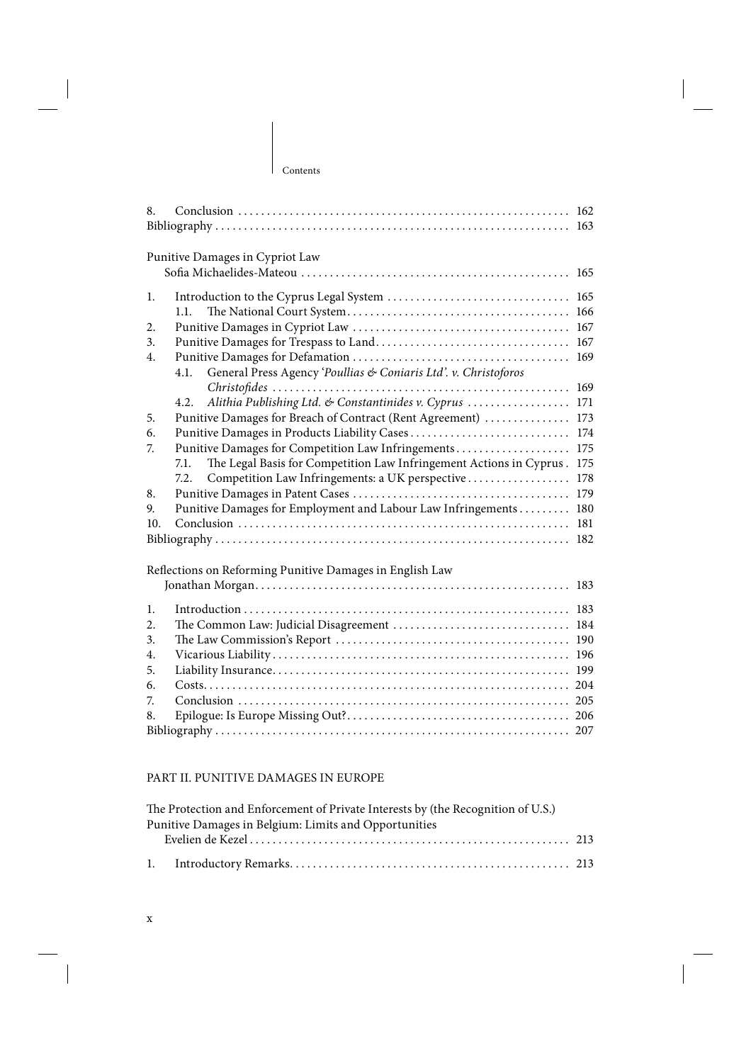8. Conclusion ........................................................ 162
Bibliography ........................................................ 163

Punitive Damages in Cypriot Law
Sofia Michaelides-Mateou ........................................................ 165

1. Introduction to the Cyprus Legal System ........................................................ 165
   1.1. The National Court System ........................................................ 166
2. Punitive Damages in Cypriot Law ........................................................ 167
3. Punitive Damages for Trespass to Land ........................................................ 167
4. Punitive Damages for Defamation ........................................................ 169
   4.1. General Press Agency *'Poullias & Coniaris Ltd'. v. Christoforos Christofides* ........................................................ 169
   4.2. *Alithia Publishing Ltd. & Constantinides v. Cyprus* ........................................................ 171
5. Punitive Damages for Breach of Contract (Rent Agreement) ........................................................ 173
6. Punitive Damages in Products Liability Cases ........................................................ 174
7. Punitive Damages for Competition Law Infringements ........................................................ 175
   7.1. The Legal Basis for Competition Law Infringement Actions in Cyprus . 175
   7.2. Competition Law Infringements: a UK perspective ........................................................ 178
8. Punitive Damages in Patent Cases ........................................................ 179
9. Punitive Damages for Employment and Labour Law Infringements ........................................................ 180
10. Conclusion ........................................................ 181
Bibliography ........................................................ 182

Reflections on Reforming Punitive Damages in English Law
Jonathan Morgan ........................................................ 183

1. Introduction ........................................................ 183
2. The Common Law: Judicial Disagreement ........................................................ 184
3. The Law Commission's Report ........................................................ 190
4. Vicarious Liability ........................................................ 196
5. Liability Insurance ........................................................ 199
6. Costs ........................................................ 204
7. Conclusion ........................................................ 205
8. Epilogue: Is Europe Missing Out? ........................................................ 206
Bibliography ........................................................ 207

PART II. PUNITIVE DAMAGES IN EUROPE

The Protection and Enforcement of Private Interests by (the Recognition of U.S.) Punitive Damages in Belgium: Limits and Opportunities
Evelien de Kezel ........................................................ 213

1. Introductory Remarks ........................................................ 213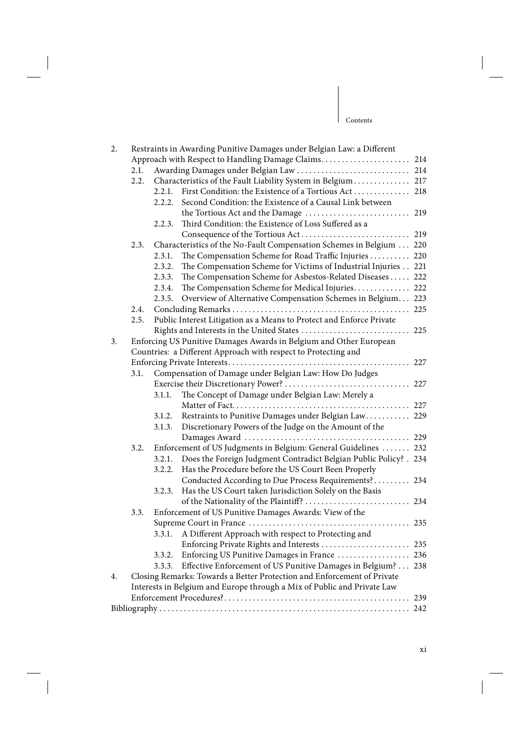2. Restraints in Awarding Punitive Damages under Belgian Law: a Different Approach with Respect to Handling Damage Claims. . . . . . . . . . . . . . . . . . . . . . 214
   - 2.1. Awarding Damages under Belgian Law . . . . . . . . . . . . . . . . . . . . . . . . . . . 214
   - 2.2. Characteristics of the Fault Liability System in Belgium . . . . . . . . . . . . . 217
     - 2.2.1. First Condition: the Existence of a Tortious Act . . . . . . . . . . . . . 218
     - 2.2.2. Second Condition: the Existence of a Causal Link between the Tortious Act and the Damage . . . . . . . . . . . . . . . . . . . . . . . . . 219
     - 2.2.3. Third Condition: the Existence of Loss Suffered as a Consequence of the Tortious Act . . . . . . . . . . . . . . . . . . . . . . . . . . 219
   - 2.3. Characteristics of the No-Fault Compensation Schemes in Belgium . . . 220
     - 2.3.1. The Compensation Scheme for Road Traffic Injuries . . . . . . . . . 220
     - 2.3.2. The Compensation Scheme for Victims of Industrial Injuries . . 221
     - 2.3.3. The Compensation Scheme for Asbestos-Related Diseases . . . . . 222
     - 2.3.4. The Compensation Scheme for Medical Injuries. . . . . . . . . . . . . 222
     - 2.3.5. Overview of Alternative Compensation Schemes in Belgium. . . 223
   - 2.4. Concluding Remarks . . . . . . . . . . . . . . . . . . . . . . . . . . . . . . . . . . . . . . . . . . . . 225
   - 2.5. Public Interest Litigation as a Means to Protect and Enforce Private Rights and Interests in the United States . . . . . . . . . . . . . . . . . . . . . . . . . . 225

3. Enforcing US Punitive Damages Awards in Belgium and Other European Countries: a Different Approach with respect to Protecting and Enforcing Private Interests. . . . . . . . . . . . . . . . . . . . . . . . . . . . . . . . . . . . . . . . . . . . . 227
   - 3.1. Compensation of Damage under Belgian Law: How Do Judges Exercise their Discretionary Power? . . . . . . . . . . . . . . . . . . . . . . . . . . . . . . . 227
     - 3.1.1. The Concept of Damage under Belgian Law: Merely a Matter of Fact. . . . . . . . . . . . . . . . . . . . . . . . . . . . . . . . . . . . . . . . . . . 227
     - 3.1.2. Restraints to Punitive Damages under Belgian Law. . . . . . . . . . . 229
     - 3.1.3. Discretionary Powers of the Judge on the Amount of the Damages Award . . . . . . . . . . . . . . . . . . . . . . . . . . . . . . . . . . . . . . . . . 229
   - 3.2. Enforcement of US Judgments in Belgium: General Guidelines . . . . . . . 232
     - 3.2.1. Does the Foreign Judgment Contradict Belgian Public Policy? . 234
     - 3.2.2. Has the Procedure before the US Court Been Properly Conducted According to Due Process Requirements? . . . . . . . . . 234
     - 3.2.3. Has the US Court taken Jurisdiction Solely on the Basis of the Nationality of the Plaintiff? . . . . . . . . . . . . . . . . . . . . . . . . . . 234
   - 3.3. Enforcement of US Punitive Damages Awards: View of the Supreme Court in France . . . . . . . . . . . . . . . . . . . . . . . . . . . . . . . . . . . . . . . . 235
     - 3.3.1. A Different Approach with respect to Protecting and Enforcing Private Rights and Interests . . . . . . . . . . . . . . . . . . . . . . 235
     - 3.3.2. Enforcing US Punitive Damages in France . . . . . . . . . . . . . . . . . . 236
     - 3.3.3. Effective Enforcement of US Punitive Damages in Belgium? . . . 238

4. Closing Remarks: Towards a Better Protection and Enforcement of Private Interests in Belgium and Europe through a Mix of Public and Private Law Enforcement Procedures?. . . . . . . . . . . . . . . . . . . . . . . . . . . . . . . . . . . . . . . . . . . . . . 239

Bibliography . . . . . . . . . . . . . . . . . . . . . . . . . . . . . . . . . . . . . . . . . . . . . . . . . . . . . . . . . . . . . 242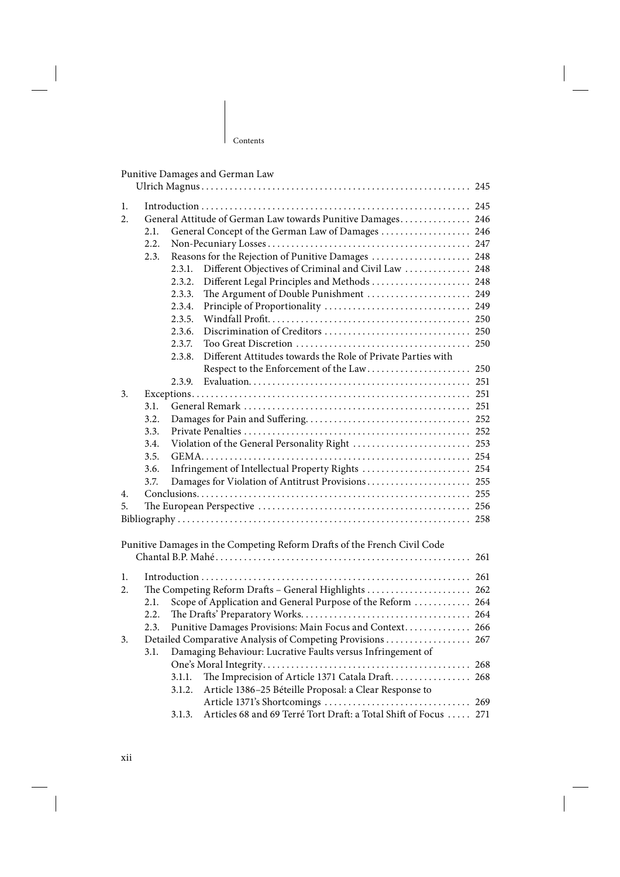Punitive Damages and German Law
Ulrich Magnus . . . . . . . . . . 245

1. Introduction . . . . . . . . . . 245
2. General Attitude of German Law towards Punitive Damages . . . . . . . . . . 246
   2.1. General Concept of the German Law of Damages . . . . . . . . . . 246
   2.2. Non-Pecuniary Losses . . . . . . . . . . 247
   2.3. Reasons for the Rejection of Punitive Damages . . . . . . . . . . 248
      2.3.1. Different Objectives of Criminal and Civil Law . . . . . . . . . . 248
      2.3.2. Different Legal Principles and Methods . . . . . . . . . . 248
      2.3.3. The Argument of Double Punishment . . . . . . . . . . 249
      2.3.4. Principle of Proportionality . . . . . . . . . . 249
      2.3.5. Windfall Profit . . . . . . . . . . 250
      2.3.6. Discrimination of Creditors . . . . . . . . . . 250
      2.3.7. Too Great Discretion . . . . . . . . . . 250
      2.3.8. Different Attitudes towards the Role of Private Parties with Respect to the Enforcement of the Law . . . . . . . . . . 250
      2.3.9. Evaluation . . . . . . . . . . 251
3. Exceptions . . . . . . . . . . 251
   3.1. General Remark . . . . . . . . . . 251
   3.2. Damages for Pain and Suffering . . . . . . . . . . 252
   3.3. Private Penalties . . . . . . . . . . 252
   3.4. Violation of the General Personality Right . . . . . . . . . . 253
   3.5. GEMA . . . . . . . . . . 254
   3.6. Infringement of Intellectual Property Rights . . . . . . . . . . 254
   3.7. Damages for Violation of Antitrust Provisions . . . . . . . . . . 255
4. Conclusions . . . . . . . . . . 255
5. The European Perspective . . . . . . . . . . 256

Bibliography . . . . . . . . . . 258

Punitive Damages in the Competing Reform Drafts of the French Civil Code
Chantal B.P. Mahé . . . . . . . . . . 261

1. Introduction . . . . . . . . . . 261
2. The Competing Reform Drafts – General Highlights . . . . . . . . . . 262
   2.1. Scope of Application and General Purpose of the Reform . . . . . . . . . . 264
   2.2. The Drafts' Preparatory Works . . . . . . . . . . 264
   2.3. Punitive Damages Provisions: Main Focus and Context . . . . . . . . . . 266
3. Detailed Comparative Analysis of Competing Provisions . . . . . . . . . . 267
   3.1. Damaging Behaviour: Lucrative Faults versus Infringement of One's Moral Integrity . . . . . . . . . . 268
      3.1.1. The Imprecision of Article 1371 Catala Draft . . . . . . . . . . 268
      3.1.2. Article 1386–25 Béteille Proposal: a Clear Response to Article 1371's Shortcomings . . . . . . . . . . 269
      3.1.3. Articles 68 and 69 Terré Tort Draft: a Total Shift of Focus . . . . . . . . . . 271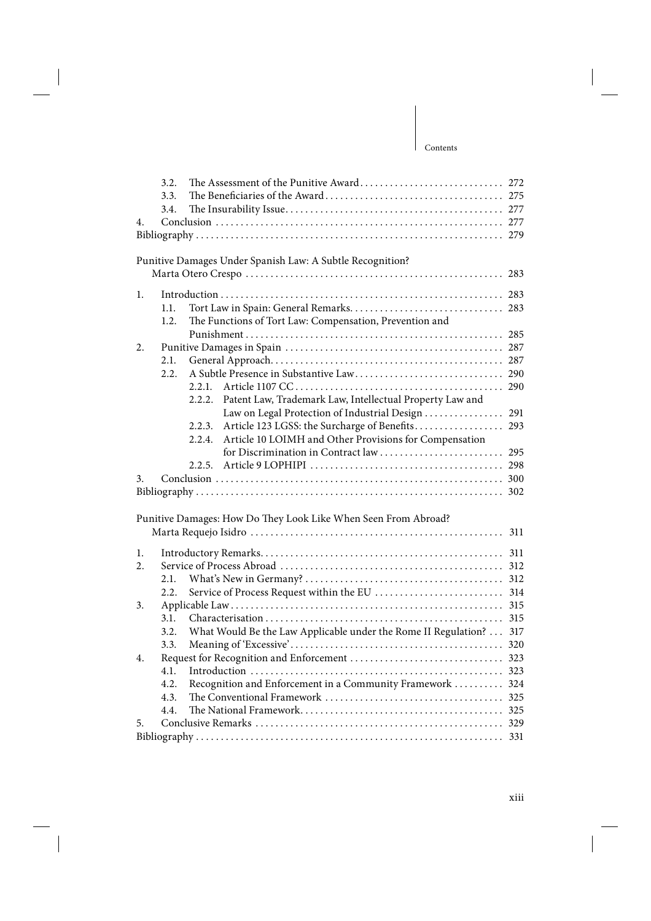3.2. The Assessment of the Punitive Award . . . . . . . . . . . . . . . . . . . . . . . . . . . . 272
3.3. The Beneficiaries of the Award . . . . . . . . . . . . . . . . . . . . . . . . . . . . . . . . . . . 275
3.4. The Insurability Issue . . . . . . . . . . . . . . . . . . . . . . . . . . . . . . . . . . . . . . . . . . 277
4. Conclusion . . . . . . . . . . . . . . . . . . . . . . . . . . . . . . . . . . . . . . . . . . . . . . . . . . . 277
Bibliography . . . . . . . . . . . . . . . . . . . . . . . . . . . . . . . . . . . . . . . . . . . . . . . . . . . . . 279

Punitive Damages Under Spanish Law: A Subtle Recognition?
Marta Otero Crespo . . . . . . . . . . . . . . . . . . . . . . . . . . . . . . . . . . . . . . . . . . . . . . . . . 283

1. Introduction . . . . . . . . . . . . . . . . . . . . . . . . . . . . . . . . . . . . . . . . . . . . . . . . . . . 283
1.1. Tort Law in Spain: General Remarks . . . . . . . . . . . . . . . . . . . . . . . . . . . . . . 283
1.2. The Functions of Tort Law: Compensation, Prevention and Punishment . . . . . . . . . . . . . . . . . . . . . . . . . . . . . . . . . . . . . . . . . . . . . . . . . . . 285
2. Punitive Damages in Spain . . . . . . . . . . . . . . . . . . . . . . . . . . . . . . . . . . . . . . . . . 287
2.1. General Approach . . . . . . . . . . . . . . . . . . . . . . . . . . . . . . . . . . . . . . . . . . . . . 287
2.2. A Subtle Presence in Substantive Law . . . . . . . . . . . . . . . . . . . . . . . . . . . . . 290
2.2.1. Article 1107 CC . . . . . . . . . . . . . . . . . . . . . . . . . . . . . . . . . . . . . . . . . . 290
2.2.2. Patent Law, Trademark Law, Intellectual Property Law and Law on Legal Protection of Industrial Design . . . . . . . . . . . . . . . . 291
2.2.3. Article 123 LGSS: the Surcharge of Benefits . . . . . . . . . . . . . . . . . . 293
2.2.4. Article 10 LOIMH and Other Provisions for Compensation for Discrimination in Contract law . . . . . . . . . . . . . . . . . . . . . . . . . 295
2.2.5. Article 9 LOPHIPI . . . . . . . . . . . . . . . . . . . . . . . . . . . . . . . . . . . . . . . 298
3. Conclusion . . . . . . . . . . . . . . . . . . . . . . . . . . . . . . . . . . . . . . . . . . . . . . . . . . . 300
Bibliography . . . . . . . . . . . . . . . . . . . . . . . . . . . . . . . . . . . . . . . . . . . . . . . . . . . . . 302

Punitive Damages: How Do They Look Like When Seen From Abroad?
Marta Requejo Isidro . . . . . . . . . . . . . . . . . . . . . . . . . . . . . . . . . . . . . . . . . . . . . . . . 311

1. Introductory Remarks . . . . . . . . . . . . . . . . . . . . . . . . . . . . . . . . . . . . . . . . . . . . . 311
2. Service of Process Abroad . . . . . . . . . . . . . . . . . . . . . . . . . . . . . . . . . . . . . . . . . 312
2.1. What's New in Germany? . . . . . . . . . . . . . . . . . . . . . . . . . . . . . . . . . . . . . . . 312
2.2. Service of Process Request within the EU . . . . . . . . . . . . . . . . . . . . . . . . . 314
3. Applicable Law . . . . . . . . . . . . . . . . . . . . . . . . . . . . . . . . . . . . . . . . . . . . . . . . . . 315
3.1. Characterisation . . . . . . . . . . . . . . . . . . . . . . . . . . . . . . . . . . . . . . . . . . . . . . 315
3.2. What Would Be the Law Applicable under the Rome II Regulation? . . . 317
3.3. Meaning of 'Excessive' . . . . . . . . . . . . . . . . . . . . . . . . . . . . . . . . . . . . . . . . . 320
4. Request for Recognition and Enforcement . . . . . . . . . . . . . . . . . . . . . . . . . . . . 323
4.1. Introduction . . . . . . . . . . . . . . . . . . . . . . . . . . . . . . . . . . . . . . . . . . . . . . . . . 323
4.2. Recognition and Enforcement in a Community Framework . . . . . . . . . . 324
4.3. The Conventional Framework . . . . . . . . . . . . . . . . . . . . . . . . . . . . . . . . . . . 325
4.4. The National Framework . . . . . . . . . . . . . . . . . . . . . . . . . . . . . . . . . . . . . . . 325
5. Conclusive Remarks . . . . . . . . . . . . . . . . . . . . . . . . . . . . . . . . . . . . . . . . . . . . . . 329
Bibliography . . . . . . . . . . . . . . . . . . . . . . . . . . . . . . . . . . . . . . . . . . . . . . . . . . . . . 331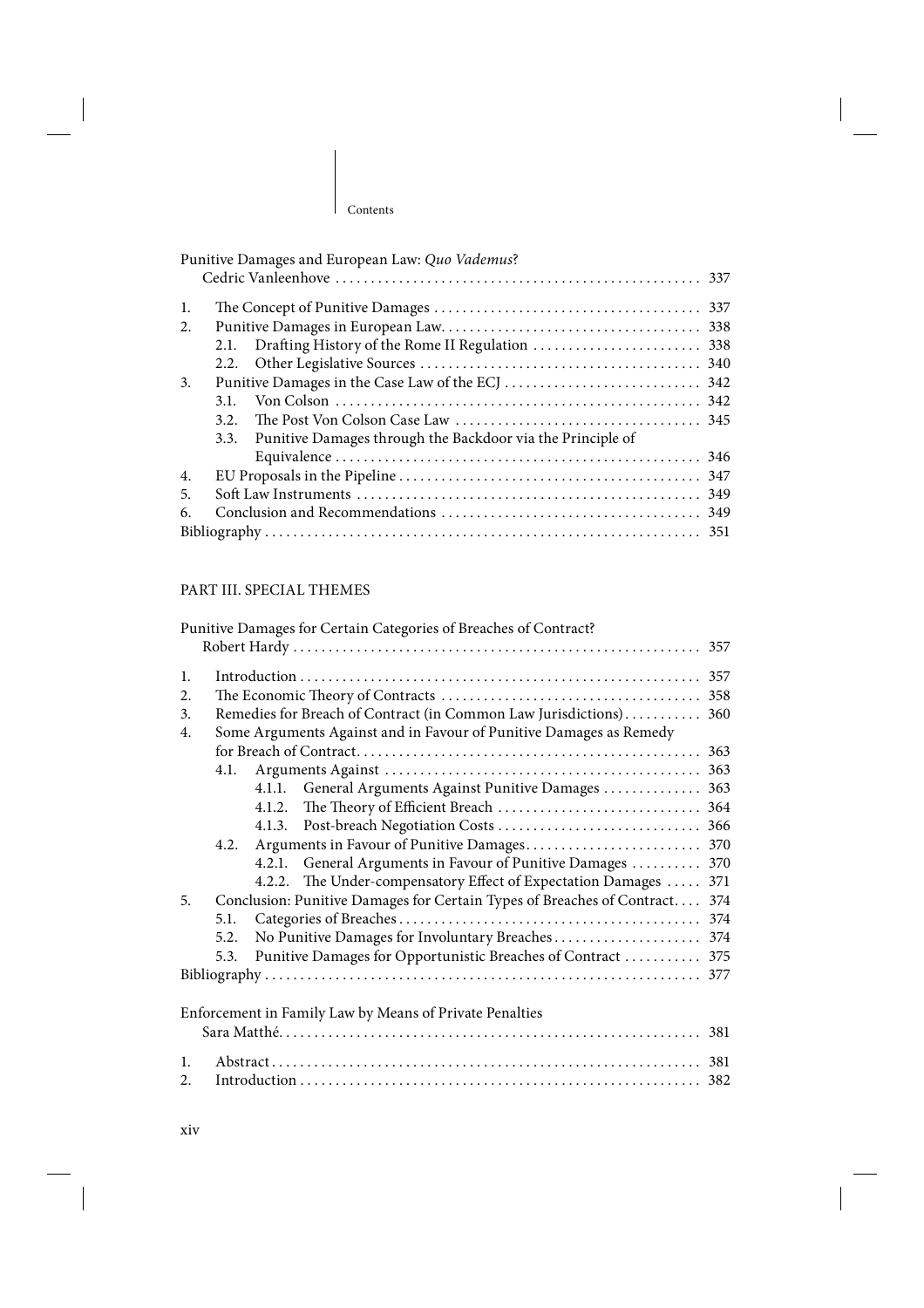Punitive Damages and European Law: *Quo Vademus*?
Cedric Vanleenhove .................................................... 337

1. The Concept of Punitive Damages ...................................... 337
2. Punitive Damages in European Law..................................... 338
   2.1. Drafting History of the Rome II Regulation ........................ 338
   2.2. Other Legislative Sources ....................................... 340
3. Punitive Damages in the Case Law of the ECJ ............................ 342
   3.1. Von Colson .................................................... 342
   3.2. The Post Von Colson Case Law .................................. 345
   3.3. Punitive Damages through the Backdoor via the Principle of Equivalence ................................................... 346
4. EU Proposals in the Pipeline ........................................... 347
5. Soft Law Instruments ................................................. 349
6. Conclusion and Recommendations ..................................... 349

Bibliography ............................................................. 351

## PART III. SPECIAL THEMES

Punitive Damages for Certain Categories of Breaches of Contract?
Robert Hardy ........................................................... 357

1. Introduction ......................................................... 357
2. The Economic Theory of Contracts ..................................... 358
3. Remedies for Breach of Contract (in Common Law Jurisdictions)........... 360
4. Some Arguments Against and in Favour of Punitive Damages as Remedy for Breach of Contract................................................. 363
   4.1. Arguments Against ............................................. 363
      4.1.1. General Arguments Against Punitive Damages .............. 363
      4.1.2. The Theory of Efficient Breach ............................ 364
      4.1.3. Post-breach Negotiation Costs ............................. 366
   4.2. Arguments in Favour of Punitive Damages......................... 370
      4.2.1. General Arguments in Favour of Punitive Damages .......... 370
      4.2.2. The Under-compensatory Effect of Expectation Damages ..... 371
5. Conclusion: Punitive Damages for Certain Types of Breaches of Contract.... 374
   5.1. Categories of Breaches ........................................... 374
   5.2. No Punitive Damages for Involuntary Breaches..................... 374
   5.3. Punitive Damages for Opportunistic Breaches of Contract ........... 375

Bibliography ............................................................. 377

Enforcement in Family Law by Means of Private Penalties
Sara Matthé............................................................ 381

1. Abstract ............................................................. 381
2. Introduction ......................................................... 382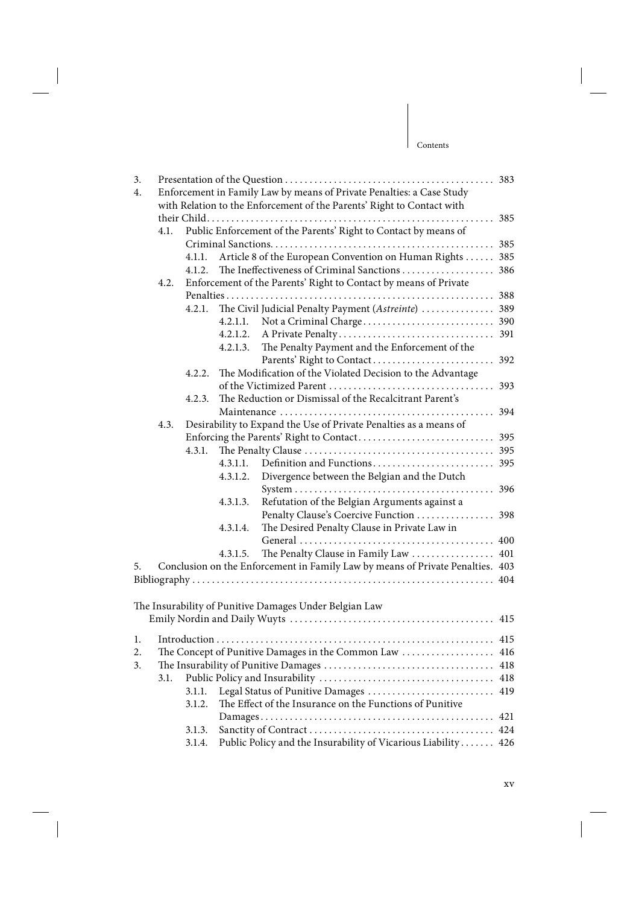3. Presentation of the Question . . . . . . . . . . . . . . . . . . . . . . . . . . . . . . . . . . . . . . . . . . 383
4. Enforcement in Family Law by means of Private Penalties: a Case Study with Relation to the Enforcement of the Parents' Right to Contact with their Child . . . . . . . . . . . . . . . . . . . . . . . . . . . . . . . . . . . . . . . . . . . . . . . . . . . . . . . . . 385
   - 4.1. Public Enforcement of the Parents' Right to Contact by means of Criminal Sanctions . . . . . . . . . . . . . . . . . . . . . . . . . . . . . . . . . . . . . . . . . . . . . 385
     - 4.1.1. Article 8 of the European Convention on Human Rights . . . . . . 385
     - 4.1.2. The Ineffectiveness of Criminal Sanctions . . . . . . . . . . . . . . . . . . . 386
   - 4.2. Enforcement of the Parents' Right to Contact by means of Private Penalties . . . . . . . . . . . . . . . . . . . . . . . . . . . . . . . . . . . . . . . . . . . . . . . . . . . . . 388
     - 4.2.1. The Civil Judicial Penalty Payment (*Astreinte*) . . . . . . . . . . . . . . . 389
       - 4.2.1.1. Not a Criminal Charge . . . . . . . . . . . . . . . . . . . . . . . . . . . 390
       - 4.2.1.2. A Private Penalty . . . . . . . . . . . . . . . . . . . . . . . . . . . . . . . 391
       - 4.2.1.3. The Penalty Payment and the Enforcement of the Parents' Right to Contact . . . . . . . . . . . . . . . . . . . . . . . . . 392
     - 4.2.2. The Modification of the Violated Decision to the Advantage of the Victimized Parent . . . . . . . . . . . . . . . . . . . . . . . . . . . . . . . . . . 393
     - 4.2.3. The Reduction or Dismissal of the Recalcitrant Parent's Maintenance . . . . . . . . . . . . . . . . . . . . . . . . . . . . . . . . . . . . . . . . . . . 394
   - 4.3. Desirability to Expand the Use of Private Penalties as a means of Enforcing the Parents' Right to Contact . . . . . . . . . . . . . . . . . . . . . . . . . . . 395
     - 4.3.1. The Penalty Clause . . . . . . . . . . . . . . . . . . . . . . . . . . . . . . . . . . . . . . 395
       - 4.3.1.1. Definition and Functions . . . . . . . . . . . . . . . . . . . . . . . . . 395
       - 4.3.1.2. Divergence between the Belgian and the Dutch System . . . . . . . . . . . . . . . . . . . . . . . . . . . . . . . . . . . . . . . . 396
       - 4.3.1.3. Refutation of the Belgian Arguments against a Penalty Clause's Coercive Function . . . . . . . . . . . . . . . . 398
       - 4.3.1.4. The Desired Penalty Clause in Private Law in General . . . . . . . . . . . . . . . . . . . . . . . . . . . . . . . . . . . . . . . 400
       - 4.3.1.5. The Penalty Clause in Family Law . . . . . . . . . . . . . . . . . 401

5. Conclusion on the Enforcement in Family Law by means of Private Penalties. 403

Bibliography . . . . . . . . . . . . . . . . . . . . . . . . . . . . . . . . . . . . . . . . . . . . . . . . . . . . . . . . . . . . . 404

The Insurability of Punitive Damages Under Belgian Law
Emily Nordin and Daily Wuyts . . . . . . . . . . . . . . . . . . . . . . . . . . . . . . . . . . . . . . . . . . 415

1. Introduction . . . . . . . . . . . . . . . . . . . . . . . . . . . . . . . . . . . . . . . . . . . . . . . . . . . . . . . . . 415
2. The Concept of Punitive Damages in the Common Law . . . . . . . . . . . . . . . . . . . 416
3. The Insurability of Punitive Damages . . . . . . . . . . . . . . . . . . . . . . . . . . . . . . . . . . . 418
   - 3.1. Public Policy and Insurability . . . . . . . . . . . . . . . . . . . . . . . . . . . . . . . . . . . . 418
     - 3.1.1. Legal Status of Punitive Damages . . . . . . . . . . . . . . . . . . . . . . . . . . 419
     - 3.1.2. The Effect of the Insurance on the Functions of Punitive Damages . . . . . . . . . . . . . . . . . . . . . . . . . . . . . . . . . . . . . . . . . . . . . . . . 421
     - 3.1.3. Sanctity of Contract . . . . . . . . . . . . . . . . . . . . . . . . . . . . . . . . . . . . . . 424
     - 3.1.4. Public Policy and the Insurability of Vicarious Liability . . . . . . . 426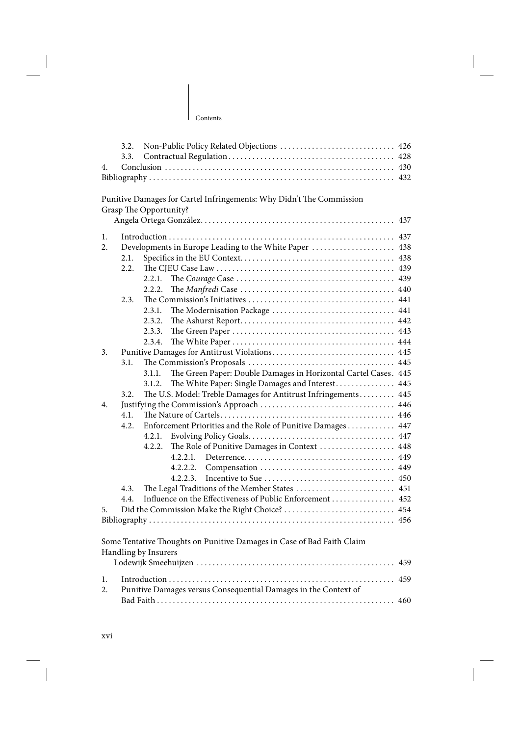3.2. Non-Public Policy Related Objections ............................ 426
3.3. Contractual Regulation ......................................... 428
4. Conclusion ......................................................... 430
Bibliography ........................................................... 432

Punitive Damages for Cartel Infringements: Why Didn't The Commission Grasp The Opportunity?
Angela Ortega González ................................................ 437

1. Introduction ....................................................... 437
2. Developments in Europe Leading to the White Paper ..................... 438
   2.1. Specifics in the EU Context ..................................... 438
   2.2. The CJEU Case Law ............................................... 439
      2.2.1. The *Courage* Case ......................................... 439
      2.2.2. The *Manfredi* Case ........................................ 440
   2.3. The Commission's Initiatives .................................... 441
      2.3.1. The Modernisation Package .................................. 441
      2.3.2. The Ashurst Report ......................................... 442
      2.3.3. The Green Paper ............................................ 443
      2.3.4. The White Paper ............................................ 444
3. Punitive Damages for Antitrust Violations ............................. 445
   3.1. The Commission's Proposals ...................................... 445
      3.1.1. The Green Paper: Double Damages in Horizontal Cartel Cases . 445
      3.1.2. The White Paper: Single Damages and Interest ............... 445
   3.2. The U.S. Model: Treble Damages for Antitrust Infringements ....... 445
4. Justifying the Commission's Approach .................................. 446
   4.1. The Nature of Cartels ........................................... 446
   4.2. Enforcement Priorities and the Role of Punitive Damages ......... 447
      4.2.1. Evolving Policy Goals ...................................... 447
      4.2.2. The Role of Punitive Damages in Context .................... 448
         4.2.2.1. Deterrence ............................................ 449
         4.2.2.2. Compensation .......................................... 449
         4.2.2.3. Incentive to Sue ...................................... 450
   4.3. The Legal Traditions of the Member States ....................... 451
   4.4. Influence on the Effectiveness of Public Enforcement ............ 452
5. Did the Commission Make the Right Choice? ............................. 454
Bibliography ........................................................... 456

Some Tentative Thoughts on Punitive Damages in Case of Bad Faith Claim Handling by Insurers
Lodewijk Smeehuijzen .................................................. 459

1. Introduction ....................................................... 459
2. Punitive Damages versus Consequential Damages in the Context of Bad Faith ........................................................... 460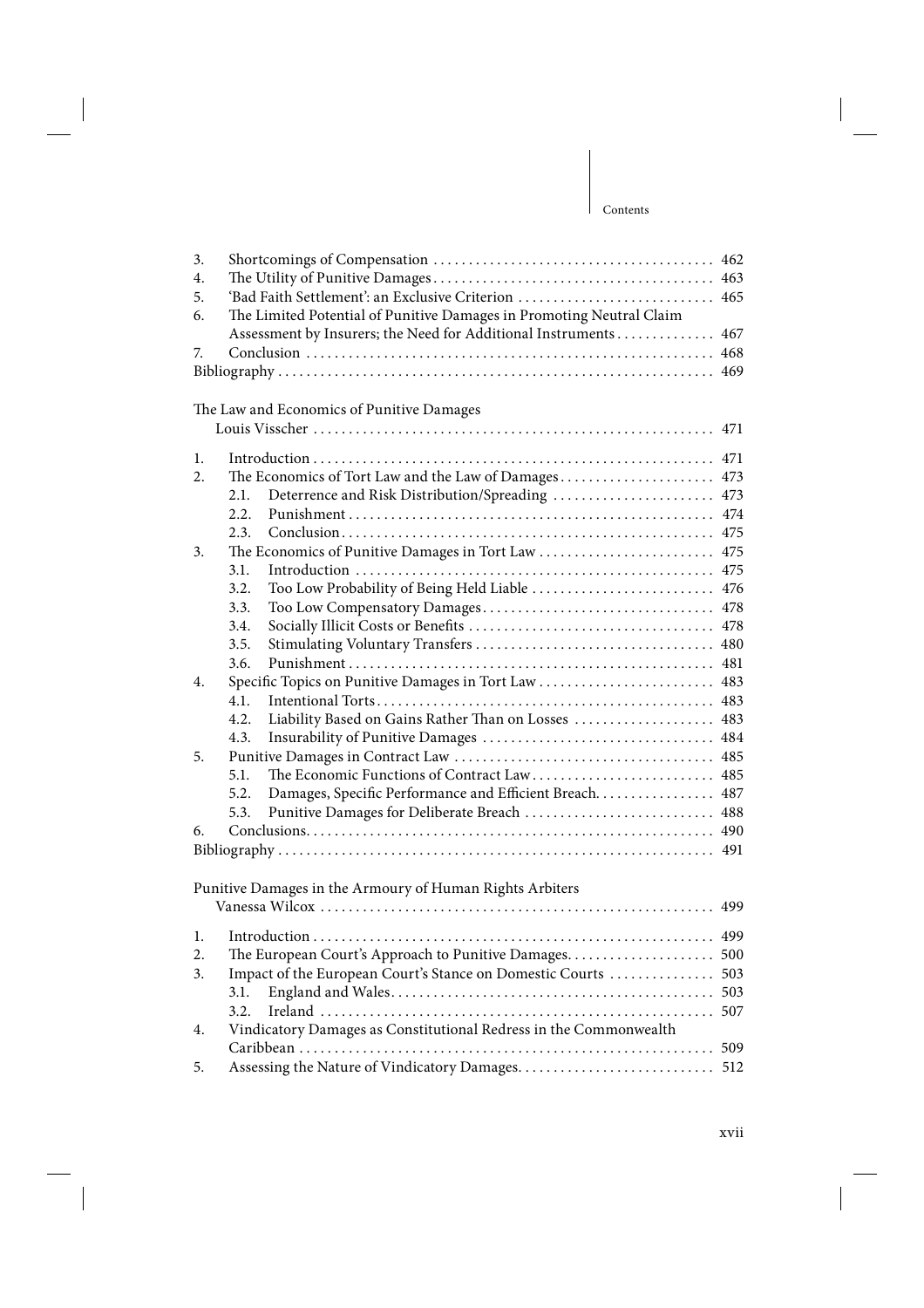3. Shortcomings of Compensation ........................................ 462
4. The Utility of Punitive Damages........................................ 463
5. 'Bad Faith Settlement': an Exclusive Criterion ............................ 465
6. The Limited Potential of Punitive Damages in Promoting Neutral Claim Assessment by Insurers; the Need for Additional Instruments.............. 467
7. Conclusion .......................................................... 468

Bibliography ............................................................ 469

The Law and Economics of Punitive Damages
Louis Visscher ......................................................... 471

1. Introduction ......................................................... 471
2. The Economics of Tort Law and the Law of Damages...................... 473
   2.1. Deterrence and Risk Distribution/Spreading ....................... 473
   2.2. Punishment .................................................... 474
   2.3. Conclusion..................................................... 475
3. The Economics of Punitive Damages in Tort Law ......................... 475
   3.1. Introduction .................................................. 475
   3.2. Too Low Probability of Being Held Liable .......................... 476
   3.3. Too Low Compensatory Damages................................... 478
   3.4. Socially Illicit Costs or Benefits .................................. 478
   3.5. Stimulating Voluntary Transfers ................................. 480
   3.6. Punishment .................................................... 481
4. Specific Topics on Punitive Damages in Tort Law ......................... 483
   4.1. Intentional Torts............................................... 483
   4.2. Liability Based on Gains Rather Than on Losses .................... 483
   4.3. Insurability of Punitive Damages ................................ 484
5. Punitive Damages in Contract Law .................................... 485
   5.1. The Economic Functions of Contract Law.......................... 485
   5.2. Damages, Specific Performance and Efficient Breach................. 487
   5.3. Punitive Damages for Deliberate Breach ........................... 488
6. Conclusions........................................................... 490

Bibliography ............................................................ 491

Punitive Damages in the Armoury of Human Rights Arbiters
Vanessa Wilcox ......................................................... 499

1. Introduction ......................................................... 499
2. The European Court's Approach to Punitive Damages..................... 500
3. Impact of the European Court's Stance on Domestic Courts ............... 503
   3.1. England and Wales.............................................. 503
   3.2. Ireland ........................................................ 507
4. Vindicatory Damages as Constitutional Redress in the Commonwealth Caribbean ........................................................... 509
5. Assessing the Nature of Vindicatory Damages............................ 512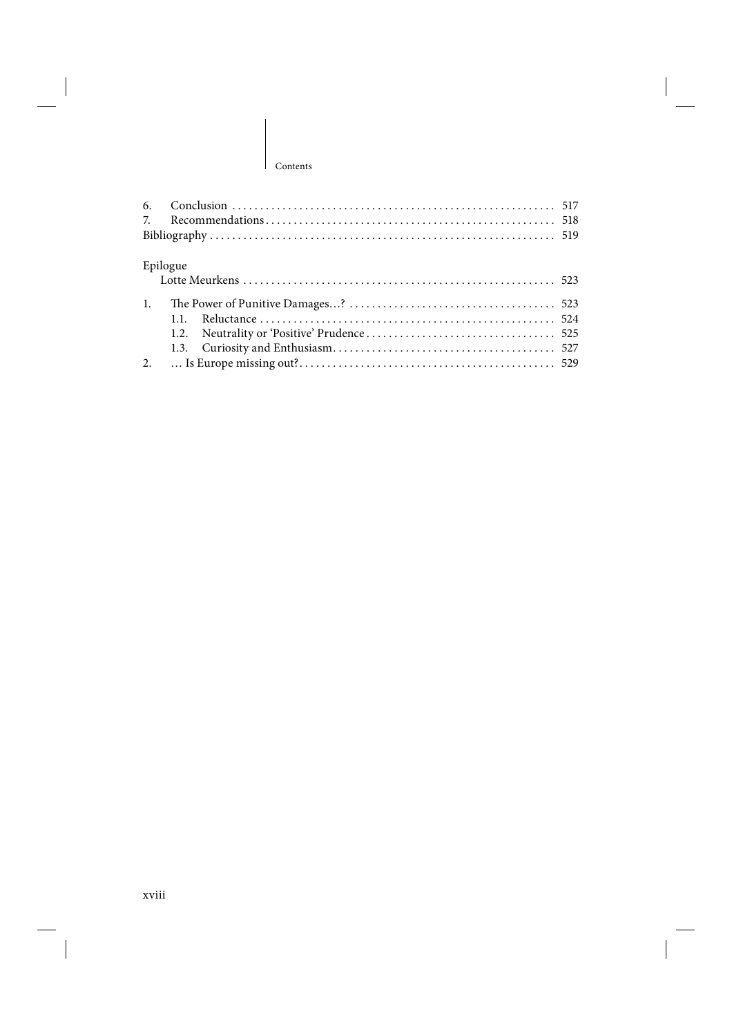6. Conclusion ........................................................ 517
7. Recommendations.................................................. 518

Bibliography ........................................................... 519

Epilogue

Lotte Meurkens ...................................................... 523

1. The Power of Punitive Damages...? .................................... 523
   1.1. Reluctance ................................................... 524
   1.2. Neutrality or 'Positive' Prudence ................................ 525
   1.3. Curiosity and Enthusiasm....................................... 527
2. ... Is Europe missing out?............................................ 529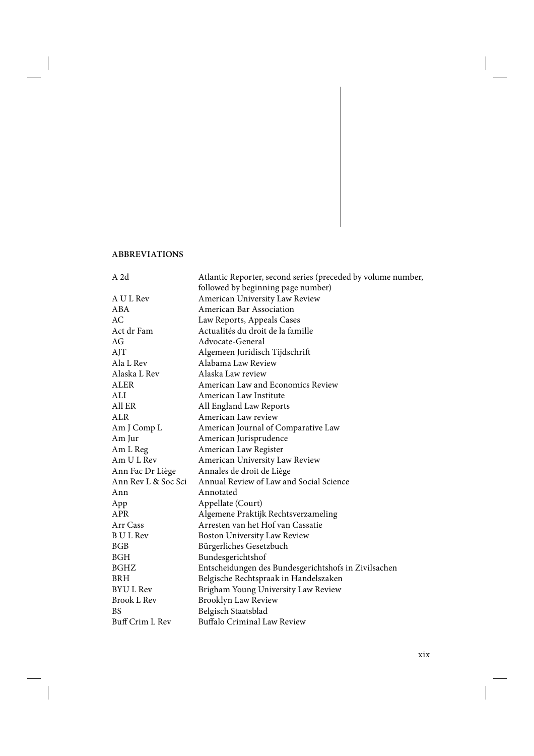## ABBREVIATIONS

| | |
|---|---|
| A 2d | Atlantic Reporter, second series (preceded by volume number, followed by beginning page number) |
| A U L Rev | American University Law Review |
| ABA | American Bar Association |
| AC | Law Reports, Appeals Cases |
| Act dr Fam | Actualités du droit de la famille |
| AG | Advocate-General |
| AJT | Algemeen Juridisch Tijdschrift |
| Ala L Rev | Alabama Law Review |
| Alaska L Rev | Alaska Law review |
| ALER | American Law and Economics Review |
| ALI | American Law Institute |
| All ER | All England Law Reports |
| ALR | American Law review |
| Am J Comp L | American Journal of Comparative Law |
| Am Jur | American Jurisprudence |
| Am L Reg | American Law Register |
| Am U L Rev | American University Law Review |
| Ann Fac Dr Liège | Annales de droit de Liège |
| Ann Rev L & Soc Sci | Annual Review of Law and Social Science |
| Ann | Annotated |
| App | Appellate (Court) |
| APR | Algemene Praktijk Rechtsverzameling |
| Arr Cass | Arresten van het Hof van Cassatie |
| B U L Rev | Boston University Law Review |
| BGB | Bürgerliches Gesetzbuch |
| BGH | Bundesgerichtshof |
| BGHZ | Entscheidungen des Bundesgerichtshofs in Zivilsachen |
| BRH | Belgische Rechtspraak in Handelszaken |
| BYU L Rev | Brigham Young University Law Review |
| Brook L Rev | Brooklyn Law Review |
| BS | Belgisch Staatsblad |
| Buff Crim L Rev | Buffalo Criminal Law Review |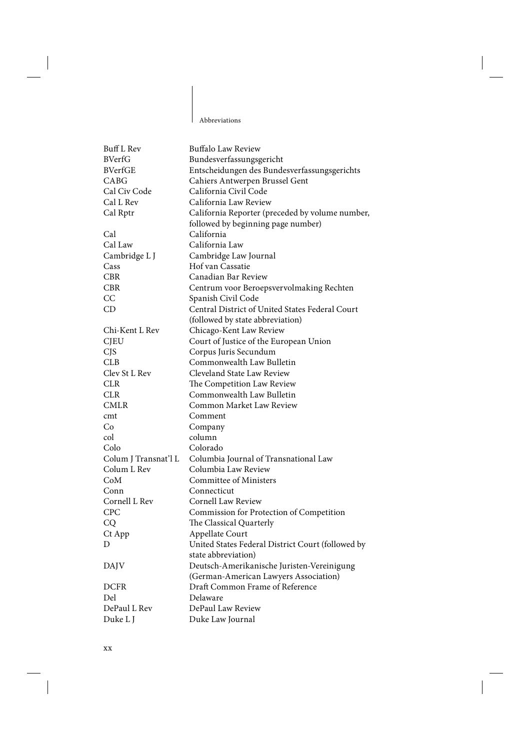| | |
|---|---|
| Buff L Rev | Buffalo Law Review |
| BVerfG | Bundesverfassungsgericht |
| BVerfGE | Entscheidungen des Bundesverfassungsgerichts |
| CABG | Cahiers Antwerpen Brussel Gent |
| Cal Civ Code | California Civil Code |
| Cal L Rev | California Law Review |
| Cal Rptr | California Reporter (preceded by volume number, followed by beginning page number) |
| Cal | California |
| Cal Law | California Law |
| Cambridge L J | Cambridge Law Journal |
| Cass | Hof van Cassatie |
| CBR | Canadian Bar Review |
| CBR | Centrum voor Beroepsvervolmaking Rechten |
| CC | Spanish Civil Code |
| CD | Central District of United States Federal Court (followed by state abbreviation) |
| Chi-Kent L Rev | Chicago-Kent Law Review |
| CJEU | Court of Justice of the European Union |
| CJS | Corpus Juris Secundum |
| CLB | Commonwealth Law Bulletin |
| Clev St L Rev | Cleveland State Law Review |
| CLR | The Competition Law Review |
| CLR | Commonwealth Law Bulletin |
| CMLR | Common Market Law Review |
| cmt | Comment |
| Co | Company |
| col | column |
| Colo | Colorado |
| Colum J Transnat'l L | Columbia Journal of Transnational Law |
| Colum L Rev | Columbia Law Review |
| CoM | Committee of Ministers |
| Conn | Connecticut |
| Cornell L Rev | Cornell Law Review |
| CPC | Commission for Protection of Competition |
| CQ | The Classical Quarterly |
| Ct App | Appellate Court |
| D | United States Federal District Court (followed by state abbreviation) |
| DAJV | Deutsch-Amerikanische Juristen-Vereinigung (German-American Lawyers Association) |
| DCFR | Draft Common Frame of Reference |
| Del | Delaware |
| DePaul L Rev | DePaul Law Review |
| Duke L J | Duke Law Journal |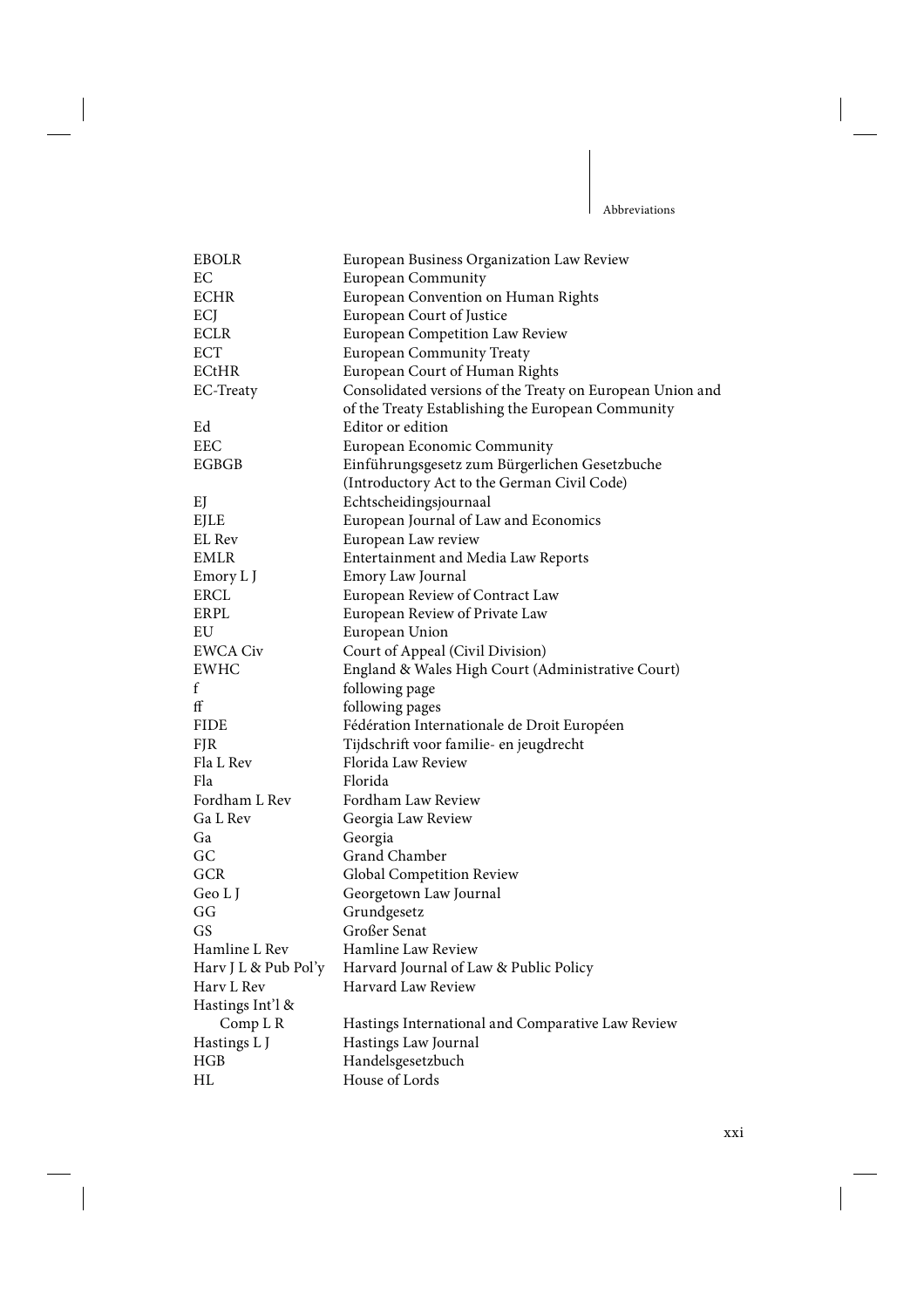| | |
|---|---|
| EBOLR | European Business Organization Law Review |
| EC | European Community |
| ECHR | European Convention on Human Rights |
| ECJ | European Court of Justice |
| ECLR | European Competition Law Review |
| ECT | European Community Treaty |
| ECtHR | European Court of Human Rights |
| EC-Treaty | Consolidated versions of the Treaty on European Union and of the Treaty Establishing the European Community |
| Ed | Editor or edition |
| EEC | European Economic Community |
| EGBGB | Einführungsgesetz zum Bürgerlichen Gesetzbuche (Introductory Act to the German Civil Code) |
| EJ | Echtscheidingsjournaal |
| EJLE | European Journal of Law and Economics |
| EL Rev | European Law review |
| EMLR | Entertainment and Media Law Reports |
| Emory L J | Emory Law Journal |
| ERCL | European Review of Contract Law |
| ERPL | European Review of Private Law |
| EU | European Union |
| EWCA Civ | Court of Appeal (Civil Division) |
| EWHC | England & Wales High Court (Administrative Court) |
| f | following page |
| ff | following pages |
| FIDE | Fédération Internationale de Droit Européen |
| FJR | Tijdschrift voor familie- en jeugdrecht |
| Fla L Rev | Florida Law Review |
| Fla | Florida |
| Fordham L Rev | Fordham Law Review |
| Ga L Rev | Georgia Law Review |
| Ga | Georgia |
| GC | Grand Chamber |
| GCR | Global Competition Review |
| Geo L J | Georgetown Law Journal |
| GG | Grundgesetz |
| GS | Großer Senat |
| Hamline L Rev | Hamline Law Review |
| Harv J L & Pub Pol'y | Harvard Journal of Law & Public Policy |
| Harv L Rev | Harvard Law Review |
| Hastings Int'l & Comp L R | Hastings International and Comparative Law Review |
| Hastings L J | Hastings Law Journal |
| HGB | Handelsgesetzbuch |
| HL | House of Lords |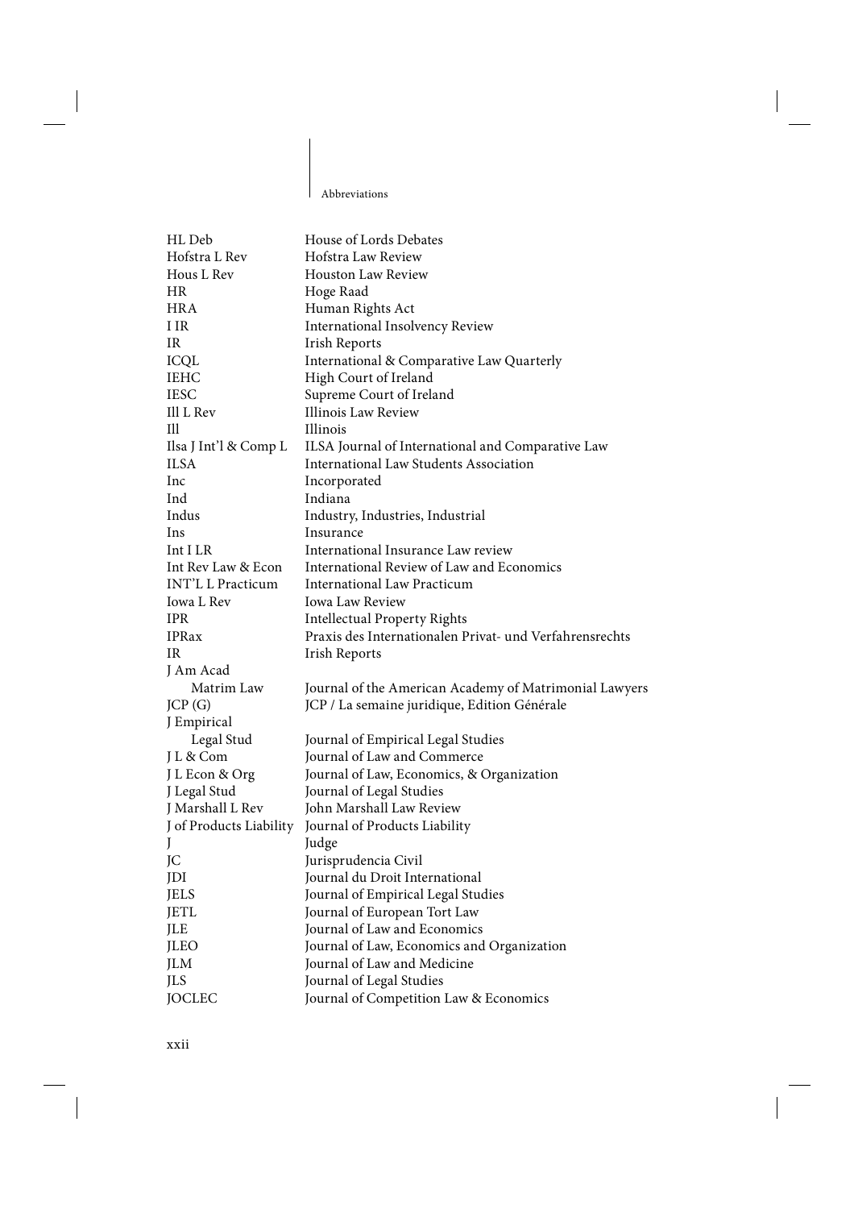| | |
|---|---|
| HL Deb | House of Lords Debates |
| Hofstra L Rev | Hofstra Law Review |
| Hous L Rev | Houston Law Review |
| HR | Hoge Raad |
| HRA | Human Rights Act |
| I IR | International Insolvency Review |
| IR | Irish Reports |
| ICQL | International & Comparative Law Quarterly |
| IEHC | High Court of Ireland |
| IESC | Supreme Court of Ireland |
| Ill L Rev | Illinois Law Review |
| Ill | Illinois |
| Ilsa J Int'l & Comp L | ILSA Journal of International and Comparative Law |
| ILSA | International Law Students Association |
| Inc | Incorporated |
| Ind | Indiana |
| Indus | Industry, Industries, Industrial |
| Ins | Insurance |
| Int I LR | International Insurance Law review |
| Int Rev Law & Econ | International Review of Law and Economics |
| INT'L L Practicum | International Law Practicum |
| Iowa L Rev | Iowa Law Review |
| IPR | Intellectual Property Rights |
| IPRax | Praxis des Internationalen Privat- und Verfahrensrechts |
| IR | Irish Reports |
| J Am Acad Matrim Law | Journal of the American Academy of Matrimonial Lawyers |
| JCP (G) | JCP / La semaine juridique, Edition Générale |
| J Empirical Legal Stud | Journal of Empirical Legal Studies |
| J L & Com | Journal of Law and Commerce |
| J L Econ & Org | Journal of Law, Economics, & Organization |
| J Legal Stud | Journal of Legal Studies |
| J Marshall L Rev | John Marshall Law Review |
| J of Products Liability | Journal of Products Liability |
| J | Judge |
| JC | Jurisprudencia Civil |
| JDI | Journal du Droit International |
| JELS | Journal of Empirical Legal Studies |
| JETL | Journal of European Tort Law |
| JLE | Journal of Law and Economics |
| JLEO | Journal of Law, Economics and Organization |
| JLM | Journal of Law and Medicine |
| JLS | Journal of Legal Studies |
| JOCLEC | Journal of Competition Law & Economics |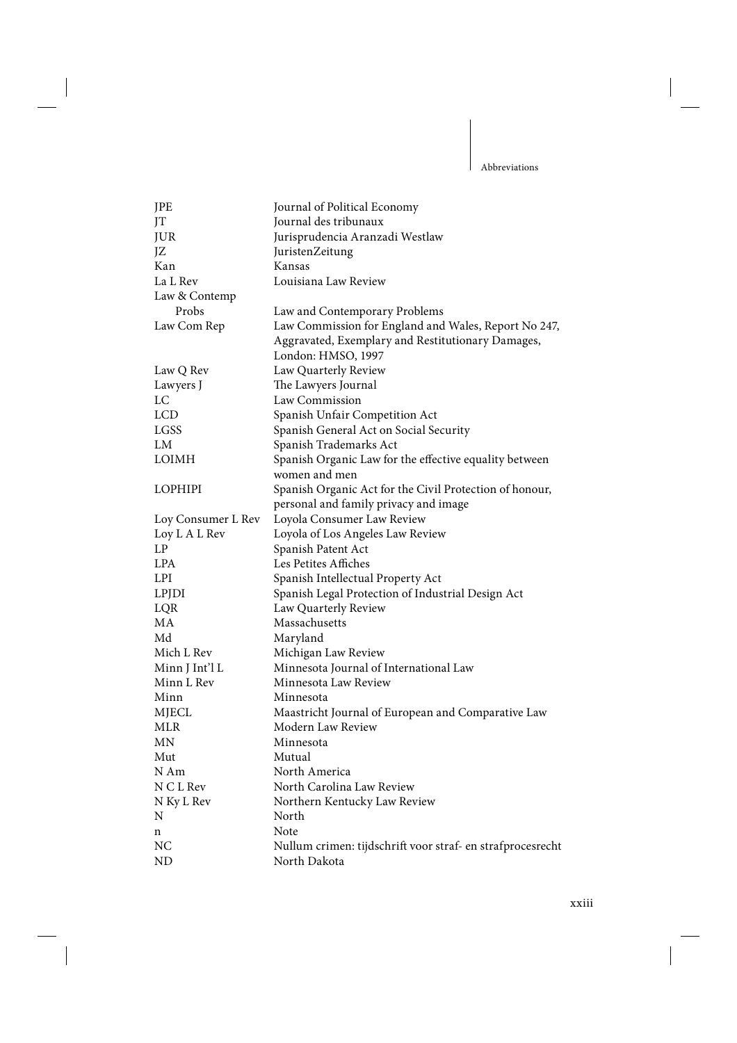| | |
|---|---|
| JPE | Journal of Political Economy |
| JT | Journal des tribunaux |
| JUR | Jurisprudencia Aranzadi Westlaw |
| JZ | JuristenZeitung |
| Kan | Kansas |
| La L Rev | Louisiana Law Review |
| Law & Contemp Probs | Law and Contemporary Problems |
| Law Com Rep | Law Commission for England and Wales, Report No 247, Aggravated, Exemplary and Restitutionary Damages, London: HMSO, 1997 |
| Law Q Rev | Law Quarterly Review |
| Lawyers J | The Lawyers Journal |
| LC | Law Commission |
| LCD | Spanish Unfair Competition Act |
| LGSS | Spanish General Act on Social Security |
| LM | Spanish Trademarks Act |
| LOIMH | Spanish Organic Law for the effective equality between women and men |
| LOPHIPI | Spanish Organic Act for the Civil Protection of honour, personal and family privacy and image |
| Loy Consumer L Rev | Loyola Consumer Law Review |
| Loy L A L Rev | Loyola of Los Angeles Law Review |
| LP | Spanish Patent Act |
| LPA | Les Petites Affiches |
| LPI | Spanish Intellectual Property Act |
| LPJDI | Spanish Legal Protection of Industrial Design Act |
| LQR | Law Quarterly Review |
| MA | Massachusetts |
| Md | Maryland |
| Mich L Rev | Michigan Law Review |
| Minn J Int'l L | Minnesota Journal of International Law |
| Minn L Rev | Minnesota Law Review |
| Minn | Minnesota |
| MJECL | Maastricht Journal of European and Comparative Law |
| MLR | Modern Law Review |
| MN | Minnesota |
| Mut | Mutual |
| N Am | North America |
| N C L Rev | North Carolina Law Review |
| N Ky L Rev | Northern Kentucky Law Review |
| N | North |
| n | Note |
| NC | Nullum crimen: tijdschrift voor straf- en strafprocesrecht |
| ND | North Dakota |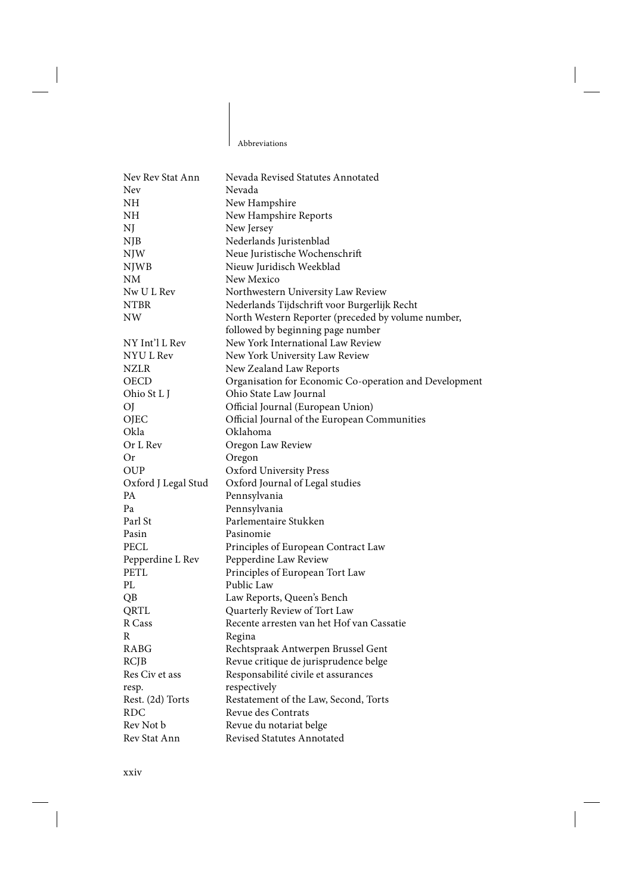| | |
|---|---|
| Nev Rev Stat Ann | Nevada Revised Statutes Annotated |
| Nev | Nevada |
| NH | New Hampshire |
| NH | New Hampshire Reports |
| NJ | New Jersey |
| NJB | Nederlands Juristenblad |
| NJW | Neue Juristische Wochenschrift |
| NJWB | Nieuw Juridisch Weekblad |
| NM | New Mexico |
| Nw U L Rev | Northwestern University Law Review |
| NTBR | Nederlands Tijdschrift voor Burgerlijk Recht |
| NW | North Western Reporter (preceded by volume number, followed by beginning page number |
| NY Int'l L Rev | New York International Law Review |
| NYU L Rev | New York University Law Review |
| NZLR | New Zealand Law Reports |
| OECD | Organisation for Economic Co-operation and Development |
| Ohio St L J | Ohio State Law Journal |
| OJ | Official Journal (European Union) |
| OJEC | Official Journal of the European Communities |
| Okla | Oklahoma |
| Or L Rev | Oregon Law Review |
| Or | Oregon |
| OUP | Oxford University Press |
| Oxford J Legal Stud | Oxford Journal of Legal studies |
| PA | Pennsylvania |
| Pa | Pennsylvania |
| Parl St | Parlementaire Stukken |
| Pasin | Pasinomie |
| PECL | Principles of European Contract Law |
| Pepperdine L Rev | Pepperdine Law Review |
| PETL | Principles of European Tort Law |
| PL | Public Law |
| QB | Law Reports, Queen's Bench |
| QRTL | Quarterly Review of Tort Law |
| R Cass | Recente arresten van het Hof van Cassatie |
| R | Regina |
| RABG | Rechtspraak Antwerpen Brussel Gent |
| RCJB | Revue critique de jurisprudence belge |
| Res Civ et ass | Responsabilité civile et assurances |
| resp. | respectively |
| Rest. (2d) Torts | Restatement of the Law, Second, Torts |
| RDC | Revue des Contrats |
| Rev Not b | Revue du notariat belge |
| Rev Stat Ann | Revised Statutes Annotated |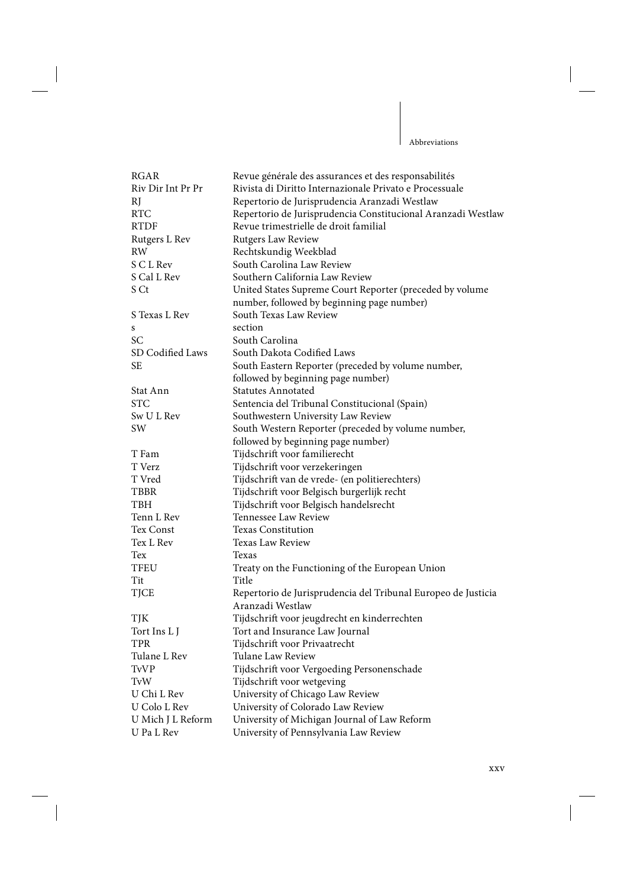| | |
|---|---|
| RGAR | Revue générale des assurances et des responsabilités |
| Riv Dir Int Pr Pr | Rivista di Diritto Internazionale Privato e Processuale |
| RJ | Repertorio de Jurisprudencia Aranzadi Westlaw |
| RTC | Repertorio de Jurisprudencia Constitucional Aranzadi Westlaw |
| RTDF | Revue trimestrielle de droit familial |
| Rutgers L Rev | Rutgers Law Review |
| RW | Rechtskundig Weekblad |
| S C L Rev | South Carolina Law Review |
| S Cal L Rev | Southern California Law Review |
| S Ct | United States Supreme Court Reporter (preceded by volume number, followed by beginning page number) |
| S Texas L Rev | South Texas Law Review |
| s | section |
| SC | South Carolina |
| SD Codified Laws | South Dakota Codified Laws |
| SE | South Eastern Reporter (preceded by volume number, followed by beginning page number) |
| Stat Ann | Statutes Annotated |
| STC | Sentencia del Tribunal Constitucional (Spain) |
| Sw U L Rev | Southwestern University Law Review |
| SW | South Western Reporter (preceded by volume number, followed by beginning page number) |
| T Fam | Tijdschrift voor familierecht |
| T Verz | Tijdschrift voor verzekeringen |
| T Vred | Tijdschrift van de vrede- (en politierechters) |
| TBBR | Tijdschrift voor Belgisch burgerlijk recht |
| TBH | Tijdschrift voor Belgisch handelsrecht |
| Tenn L Rev | Tennessee Law Review |
| Tex Const | Texas Constitution |
| Tex L Rev | Texas Law Review |
| Tex | Texas |
| TFEU | Treaty on the Functioning of the European Union |
| Tit | Title |
| TJCE | Repertorio de Jurisprudencia del Tribunal Europeo de Justicia Aranzadi Westlaw |
| TJK | Tijdschrift voor jeugdrecht en kinderrechten |
| Tort Ins L J | Tort and Insurance Law Journal |
| TPR | Tijdschrift voor Privaatrecht |
| Tulane L Rev | Tulane Law Review |
| TvVP | Tijdschrift voor Vergoeding Personenschade |
| TvW | Tijdschrift voor wetgeving |
| U Chi L Rev | University of Chicago Law Review |
| U Colo L Rev | University of Colorado Law Review |
| U Mich J L Reform | University of Michigan Journal of Law Reform |
| U Pa L Rev | University of Pennsylvania Law Review |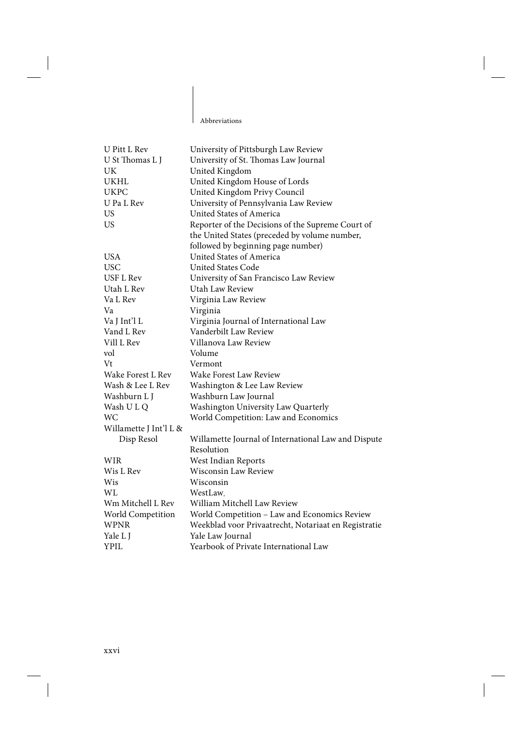| | |
|---|---|
| U Pitt L Rev | University of Pittsburgh Law Review |
| U St Thomas L J | University of St. Thomas Law Journal |
| UK | United Kingdom |
| UKHL | United Kingdom House of Lords |
| UKPC | United Kingdom Privy Council |
| U Pa L Rev | University of Pennsylvania Law Review |
| US | United States of America |
| US | Reporter of the Decisions of the Supreme Court of the United States (preceded by volume number, followed by beginning page number) |
| USA | United States of America |
| USC | United States Code |
| USF L Rev | University of San Francisco Law Review |
| Utah L Rev | Utah Law Review |
| Va L Rev | Virginia Law Review |
| Va | Virginia |
| Va J Int'l L | Virginia Journal of International Law |
| Vand L Rev | Vanderbilt Law Review |
| Vill L Rev | Villanova Law Review |
| vol | Volume |
| Vt | Vermont |
| Wake Forest L Rev | Wake Forest Law Review |
| Wash & Lee L Rev | Washington & Lee Law Review |
| Washburn L J | Washburn Law Journal |
| Wash U L Q | Washington University Law Quarterly |
| WC | World Competition: Law and Economics |
| Willamette J Int'l L & Disp Resol | Willamette Journal of International Law and Dispute Resolution |
| WIR | West Indian Reports |
| Wis L Rev | Wisconsin Law Review |
| Wis | Wisconsin |
| WL | WestLaw. |
| Wm Mitchell L Rev | William Mitchell Law Review |
| World Competition | World Competition – Law and Economics Review |
| WPNR | Weekblad voor Privaatrecht, Notariaat en Registratie |
| Yale L J | Yale Law Journal |
| YPIL | Yearbook of Private International Law |